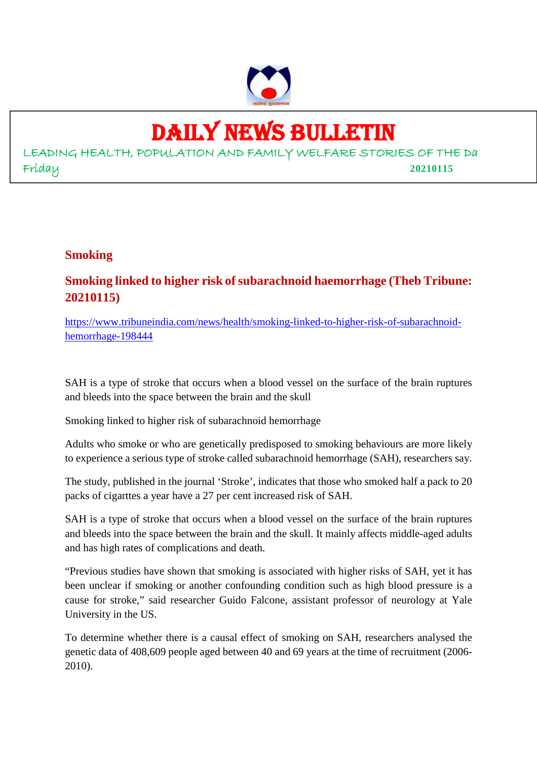# DAILY NEWS BULLETIN

LEADING HEALTH, POPULATION AND FAMILY WELFARE STORIES OF THE Da

Friday **20210115**

## Smoking

### Smoking linked to higher risk of subarachnoid haemorrhage (Theb Tribune: 20210115)

https://www.tribuneindia.com/news/health/smoking-linked-to-higher-risk-of-subarachnoid-hemorrhage-198444

SAH is a type of stroke that occurs when a blood vessel on the surface of the brain ruptures and bleeds into the space between the brain and the skull

Smoking linked to higher risk of subarachnoid hemorrhage

Adults who smoke or who are genetically predisposed to smoking behaviours are more likely to experience a serious type of stroke called subarachnoid hemorrhage (SAH), researchers say.

The study, published in the journal 'Stroke', indicates that those who smoked half a pack to 20 packs of cigarttes a year have a 27 per cent increased risk of SAH.

SAH is a type of stroke that occurs when a blood vessel on the surface of the brain ruptures and bleeds into the space between the brain and the skull. It mainly affects middle-aged adults and has high rates of complications and death.

"Previous studies have shown that smoking is associated with higher risks of SAH, yet it has been unclear if smoking or another confounding condition such as high blood pressure is a cause for stroke," said researcher Guido Falcone, assistant professor of neurology at Yale University in the US.

To determine whether there is a causal effect of smoking on SAH, researchers analysed the genetic data of 408,609 people aged between 40 and 69 years at the time of recruitment (2006-2010).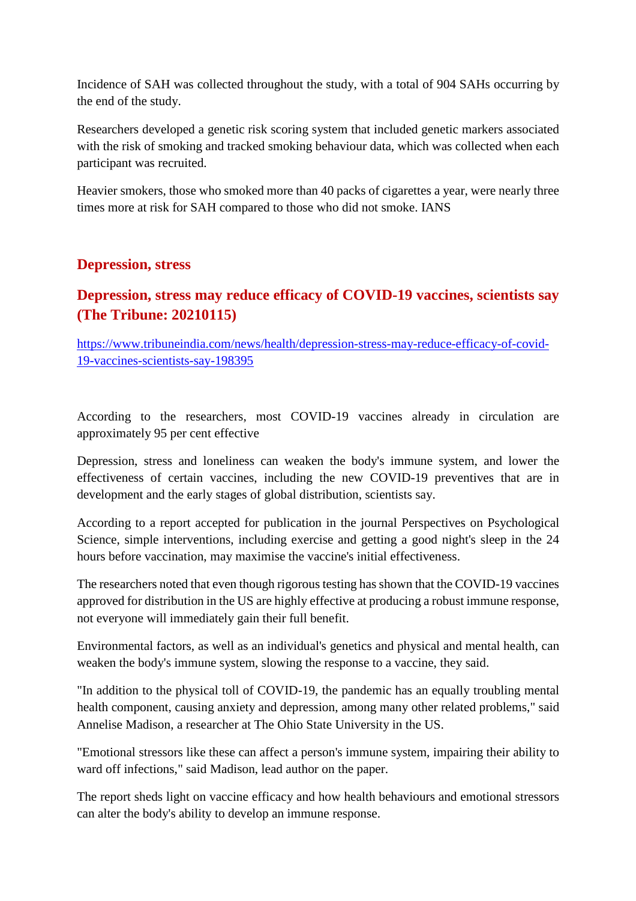Incidence of SAH was collected throughout the study, with a total of 904 SAHs occurring by the end of the study.

Researchers developed a genetic risk scoring system that included genetic markers associated with the risk of smoking and tracked smoking behaviour data, which was collected when each participant was recruited.

Heavier smokers, those who smoked more than 40 packs of cigarettes a year, were nearly three times more at risk for SAH compared to those who did not smoke. IANS

## Depression, stress

### Depression, stress may reduce efficacy of COVID-19 vaccines, scientists say (The Tribune: 20210115)

https://www.tribuneindia.com/news/health/depression-stress-may-reduce-efficacy-of-covid-19-vaccines-scientists-say-198395

According to the researchers, most COVID-19 vaccines already in circulation are approximately 95 per cent effective

Depression, stress and loneliness can weaken the body's immune system, and lower the effectiveness of certain vaccines, including the new COVID-19 preventives that are in development and the early stages of global distribution, scientists say.

According to a report accepted for publication in the journal Perspectives on Psychological Science, simple interventions, including exercise and getting a good night's sleep in the 24 hours before vaccination, may maximise the vaccine's initial effectiveness.

The researchers noted that even though rigorous testing has shown that the COVID-19 vaccines approved for distribution in the US are highly effective at producing a robust immune response, not everyone will immediately gain their full benefit.

Environmental factors, as well as an individual's genetics and physical and mental health, can weaken the body's immune system, slowing the response to a vaccine, they said.

"In addition to the physical toll of COVID-19, the pandemic has an equally troubling mental health component, causing anxiety and depression, among many other related problems," said Annelise Madison, a researcher at The Ohio State University in the US.

"Emotional stressors like these can affect a person's immune system, impairing their ability to ward off infections," said Madison, lead author on the paper.

The report sheds light on vaccine efficacy and how health behaviours and emotional stressors can alter the body's ability to develop an immune response.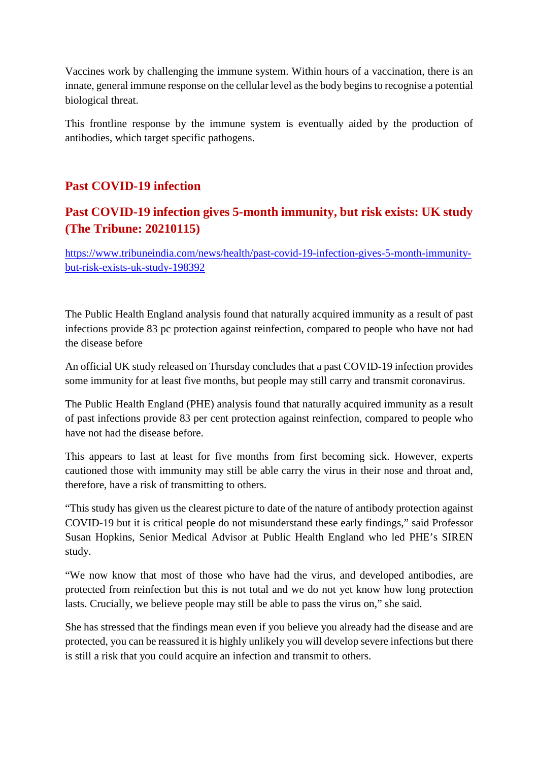Vaccines work by challenging the immune system. Within hours of a vaccination, there is an innate, general immune response on the cellular level as the body begins to recognise a potential biological threat.

This frontline response by the immune system is eventually aided by the production of antibodies, which target specific pathogens.

## Past COVID-19 infection

## Past COVID-19 infection gives 5-month immunity, but risk exists: UK study (The Tribune: 20210115)

https://www.tribuneindia.com/news/health/past-covid-19-infection-gives-5-month-immunity-but-risk-exists-uk-study-198392

The Public Health England analysis found that naturally acquired immunity as a result of past infections provide 83 pc protection against reinfection, compared to people who have not had the disease before

An official UK study released on Thursday concludes that a past COVID-19 infection provides some immunity for at least five months, but people may still carry and transmit coronavirus.

The Public Health England (PHE) analysis found that naturally acquired immunity as a result of past infections provide 83 per cent protection against reinfection, compared to people who have not had the disease before.

This appears to last at least for five months from first becoming sick. However, experts cautioned those with immunity may still be able carry the virus in their nose and throat and, therefore, have a risk of transmitting to others.

"This study has given us the clearest picture to date of the nature of antibody protection against COVID-19 but it is critical people do not misunderstand these early findings," said Professor Susan Hopkins, Senior Medical Advisor at Public Health England who led PHE's SIREN study.

"We now know that most of those who have had the virus, and developed antibodies, are protected from reinfection but this is not total and we do not yet know how long protection lasts. Crucially, we believe people may still be able to pass the virus on," she said.

She has stressed that the findings mean even if you believe you already had the disease and are protected, you can be reassured it is highly unlikely you will develop severe infections but there is still a risk that you could acquire an infection and transmit to others.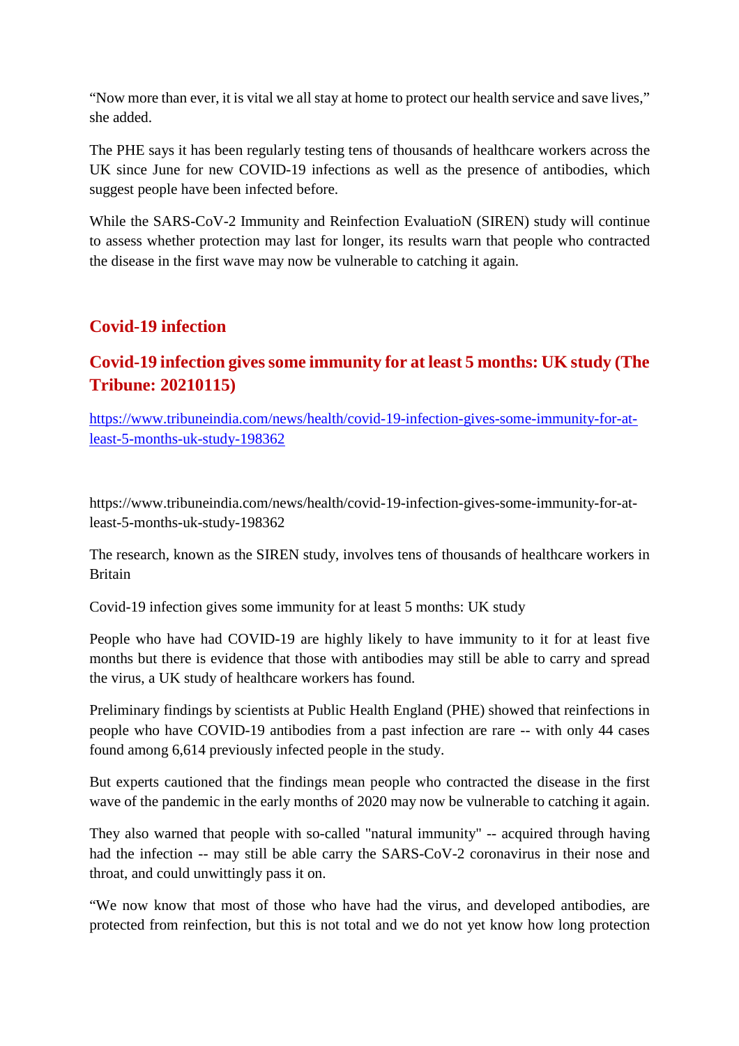“Now more than ever, it is vital we all stay at home to protect our health service and save lives,” she added.

The PHE says it has been regularly testing tens of thousands of healthcare workers across the UK since June for new COVID-19 infections as well as the presence of antibodies, which suggest people have been infected before.

While the SARS-CoV-2 Immunity and Reinfection EvaluatioN (SIREN) study will continue to assess whether protection may last for longer, its results warn that people who contracted the disease in the first wave may now be vulnerable to catching it again.

## Covid-19 infection

### Covid-19 infection gives some immunity for at least 5 months: UK study (The Tribune: 20210115)

[https://www.tribuneindia.com/news/health/covid-19-infection-gives-some-immunity-for-at-least-5-months-uk-study-198362](https://www.tribuneindia.com/news/health/covid-19-infection-gives-some-immunity-for-at-least-5-months-uk-study-198362)

https://www.tribuneindia.com/news/health/covid-19-infection-gives-some-immunity-for-at-least-5-months-uk-study-198362

The research, known as the SIREN study, involves tens of thousands of healthcare workers in Britain

Covid-19 infection gives some immunity for at least 5 months: UK study

People who have had COVID-19 are highly likely to have immunity to it for at least five months but there is evidence that those with antibodies may still be able to carry and spread the virus, a UK study of healthcare workers has found.

Preliminary findings by scientists at Public Health England (PHE) showed that reinfections in people who have COVID-19 antibodies from a past infection are rare -- with only 44 cases found among 6,614 previously infected people in the study.

But experts cautioned that the findings mean people who contracted the disease in the first wave of the pandemic in the early months of 2020 may now be vulnerable to catching it again.

They also warned that people with so-called "natural immunity" -- acquired through having had the infection -- may still be able carry the SARS-CoV-2 coronavirus in their nose and throat, and could unwittingly pass it on.

“We now know that most of those who have had the virus, and developed antibodies, are protected from reinfection, but this is not total and we do not yet know how long protection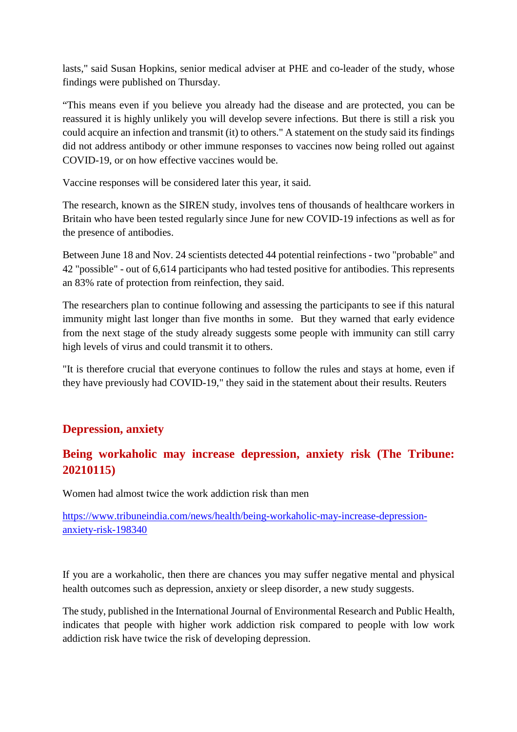lasts," said Susan Hopkins, senior medical adviser at PHE and co-leader of the study, whose findings were published on Thursday.

"This means even if you believe you already had the disease and are protected, you can be reassured it is highly unlikely you will develop severe infections. But there is still a risk you could acquire an infection and transmit (it) to others." A statement on the study said its findings did not address antibody or other immune responses to vaccines now being rolled out against COVID-19, or on how effective vaccines would be.

Vaccine responses will be considered later this year, it said.

The research, known as the SIREN study, involves tens of thousands of healthcare workers in Britain who have been tested regularly since June for new COVID-19 infections as well as for the presence of antibodies.

Between June 18 and Nov. 24 scientists detected 44 potential reinfections - two "probable" and 42 "possible" - out of 6,614 participants who had tested positive for antibodies. This represents an 83% rate of protection from reinfection, they said.

The researchers plan to continue following and assessing the participants to see if this natural immunity might last longer than five months in some. But they warned that early evidence from the next stage of the study already suggests some people with immunity can still carry high levels of virus and could transmit it to others.

"It is therefore crucial that everyone continues to follow the rules and stays at home, even if they have previously had COVID-19," they said in the statement about their results. Reuters

## Depression, anxiety

### Being workaholic may increase depression, anxiety risk (The Tribune: 20210115)

Women had almost twice the work addiction risk than men

https://www.tribuneindia.com/news/health/being-workaholic-may-increase-depression-anxiety-risk-198340

If you are a workaholic, then there are chances you may suffer negative mental and physical health outcomes such as depression, anxiety or sleep disorder, a new study suggests.

The study, published in the International Journal of Environmental Research and Public Health, indicates that people with higher work addiction risk compared to people with low work addiction risk have twice the risk of developing depression.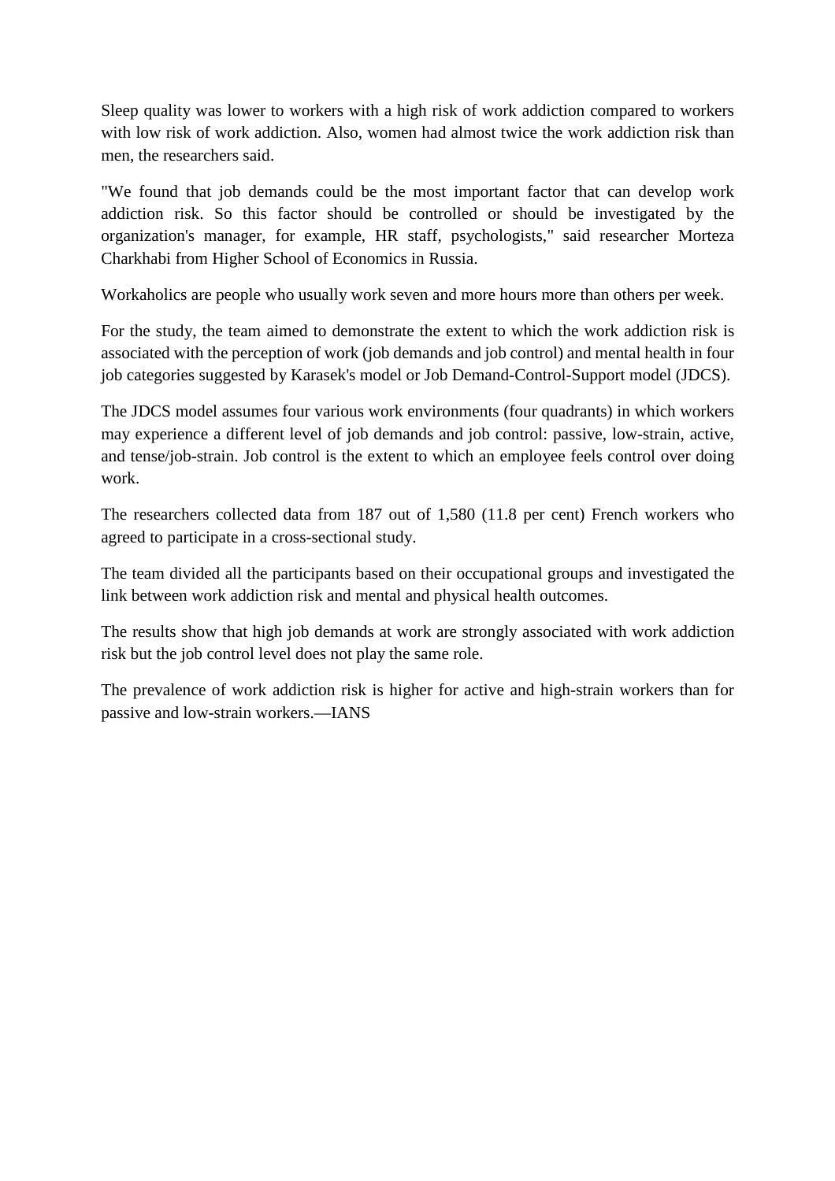Sleep quality was lower to workers with a high risk of work addiction compared to workers with low risk of work addiction. Also, women had almost twice the work addiction risk than men, the researchers said.

"We found that job demands could be the most important factor that can develop work addiction risk. So this factor should be controlled or should be investigated by the organization's manager, for example, HR staff, psychologists," said researcher Morteza Charkhabi from Higher School of Economics in Russia.

Workaholics are people who usually work seven and more hours more than others per week.

For the study, the team aimed to demonstrate the extent to which the work addiction risk is associated with the perception of work (job demands and job control) and mental health in four job categories suggested by Karasek's model or Job Demand-Control-Support model (JDCS).

The JDCS model assumes four various work environments (four quadrants) in which workers may experience a different level of job demands and job control: passive, low-strain, active, and tense/job-strain. Job control is the extent to which an employee feels control over doing work.

The researchers collected data from 187 out of 1,580 (11.8 per cent) French workers who agreed to participate in a cross-sectional study.

The team divided all the participants based on their occupational groups and investigated the link between work addiction risk and mental and physical health outcomes.

The results show that high job demands at work are strongly associated with work addiction risk but the job control level does not play the same role.

The prevalence of work addiction risk is higher for active and high-strain workers than for passive and low-strain workers.—IANS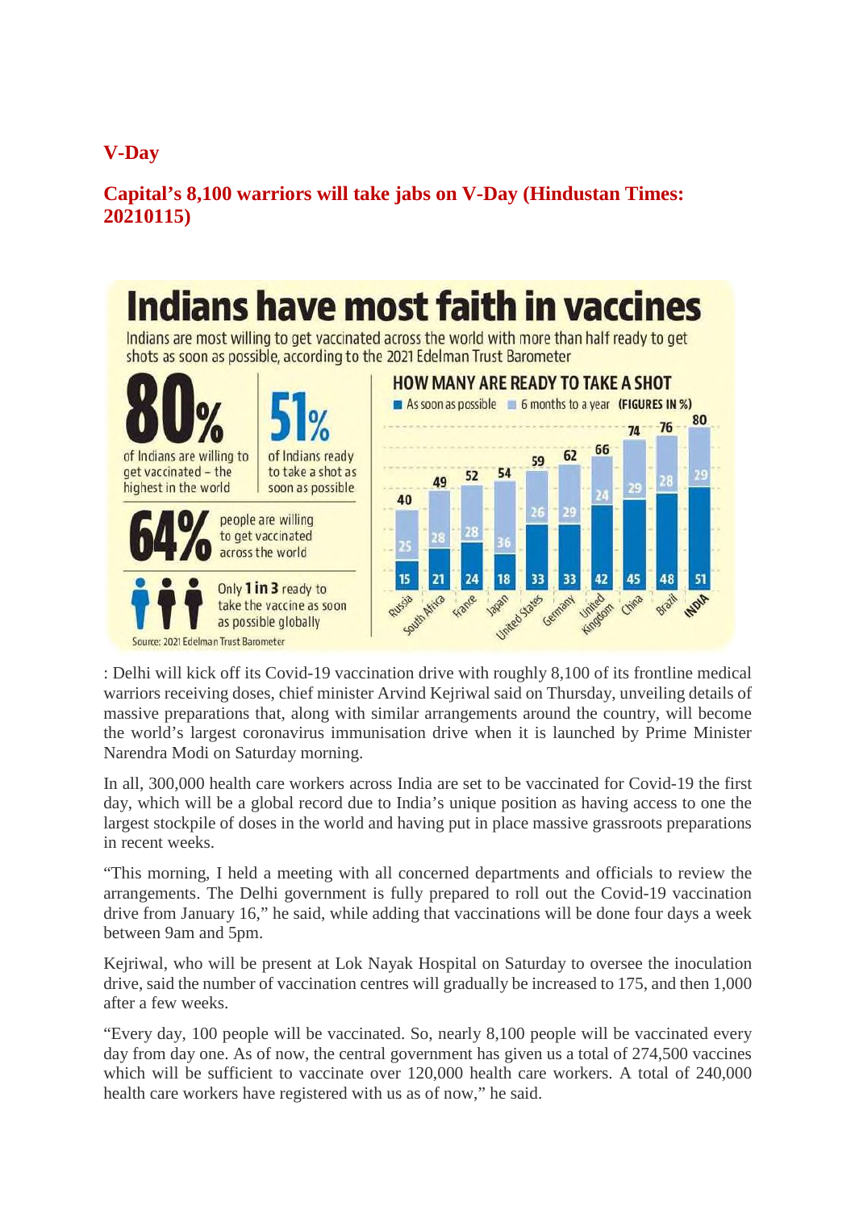## V-Day

## Capital's 8,100 warriors will take jabs on V-Day (Hindustan Times: 20210115)

# Indians have most faith in vaccines

Indians are most willing to get vaccinated across the world with more than half ready to get shots as soon as possible, according to the 2021 Edelman Trust Barometer

**80%** of Indians are willing to get vaccinated – the highest in the world

**51%** of Indians ready to take a shot as soon as possible

**64%** people are willing to get vaccinated across the world

Only **1 in 3** ready to take the vaccine as soon as possible globally

Source: 2021 Edelman Trust Barometer

**HOW MANY ARE READY TO TAKE A SHOT**

(FIGURES IN %)

| Country | As soon as possible | 6 months to a year | Total |
|---|---|---|---|
| Russia | 15 | 25 | 40 |
| South Africa | 21 | 28 | 49 |
| France | 24 | 28 | 52 |
| Japan | 18 | 36 | 54 |
| United States | 33 | 26 | 59 |
| Germany | 33 | 29 | 62 |
| United Kingdom | 42 | 24 | 66 |
| China | 45 | 29 | 74 |
| Brazil | 48 | 28 | 76 |
| INDIA | 51 | 29 | 80 |

: Delhi will kick off its Covid-19 vaccination drive with roughly 8,100 of its frontline medical warriors receiving doses, chief minister Arvind Kejriwal said on Thursday, unveiling details of massive preparations that, along with similar arrangements around the country, will become the world's largest coronavirus immunisation drive when it is launched by Prime Minister Narendra Modi on Saturday morning.

In all, 300,000 health care workers across India are set to be vaccinated for Covid-19 the first day, which will be a global record due to India's unique position as having access to one the largest stockpile of doses in the world and having put in place massive grassroots preparations in recent weeks.

"This morning, I held a meeting with all concerned departments and officials to review the arrangements. The Delhi government is fully prepared to roll out the Covid-19 vaccination drive from January 16," he said, while adding that vaccinations will be done four days a week between 9am and 5pm.

Kejriwal, who will be present at Lok Nayak Hospital on Saturday to oversee the inoculation drive, said the number of vaccination centres will gradually be increased to 175, and then 1,000 after a few weeks.

"Every day, 100 people will be vaccinated. So, nearly 8,100 people will be vaccinated every day from day one. As of now, the central government has given us a total of 274,500 vaccines which will be sufficient to vaccinate over 120,000 health care workers. A total of 240,000 health care workers have registered with us as of now," he said.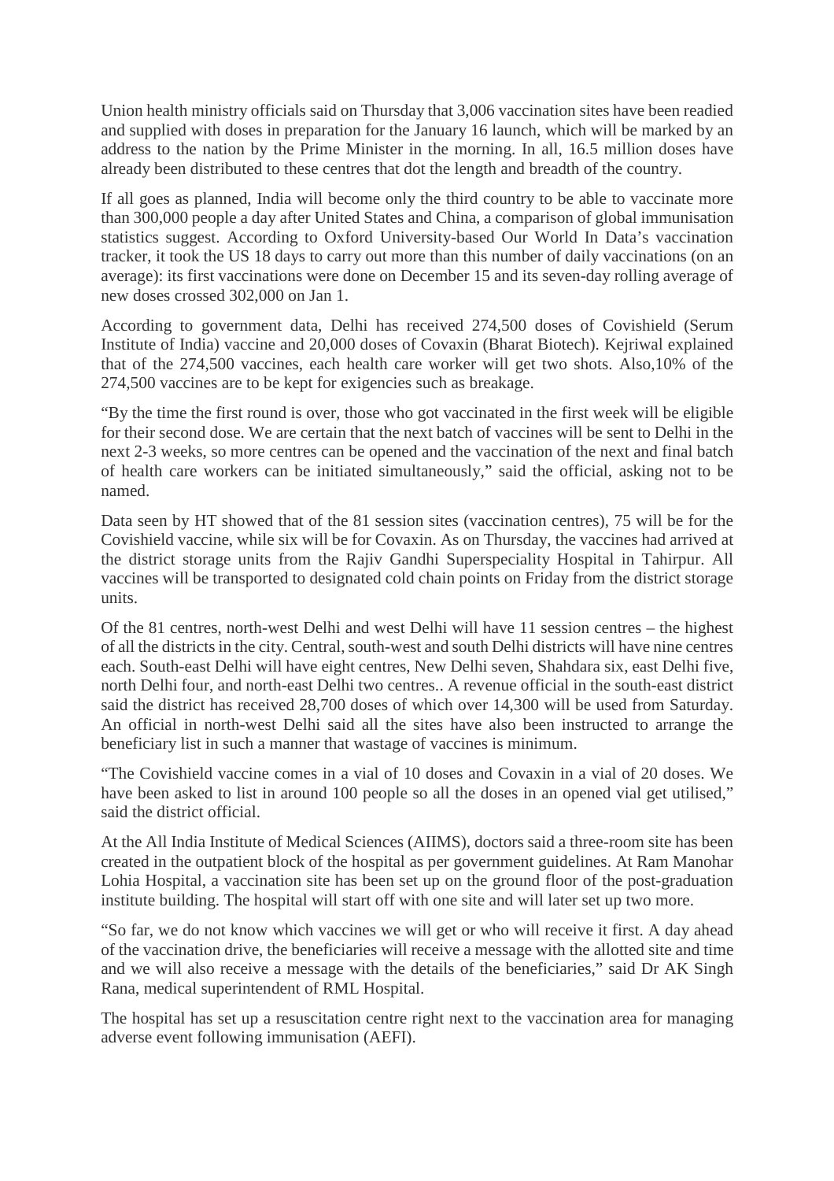Union health ministry officials said on Thursday that 3,006 vaccination sites have been readied and supplied with doses in preparation for the January 16 launch, which will be marked by an address to the nation by the Prime Minister in the morning. In all, 16.5 million doses have already been distributed to these centres that dot the length and breadth of the country.

If all goes as planned, India will become only the third country to be able to vaccinate more than 300,000 people a day after United States and China, a comparison of global immunisation statistics suggest. According to Oxford University-based Our World In Data's vaccination tracker, it took the US 18 days to carry out more than this number of daily vaccinations (on an average): its first vaccinations were done on December 15 and its seven-day rolling average of new doses crossed 302,000 on Jan 1.

According to government data, Delhi has received 274,500 doses of Covishield (Serum Institute of India) vaccine and 20,000 doses of Covaxin (Bharat Biotech). Kejriwal explained that of the 274,500 vaccines, each health care worker will get two shots. Also,10% of the 274,500 vaccines are to be kept for exigencies such as breakage.

"By the time the first round is over, those who got vaccinated in the first week will be eligible for their second dose. We are certain that the next batch of vaccines will be sent to Delhi in the next 2-3 weeks, so more centres can be opened and the vaccination of the next and final batch of health care workers can be initiated simultaneously," said the official, asking not to be named.

Data seen by HT showed that of the 81 session sites (vaccination centres), 75 will be for the Covishield vaccine, while six will be for Covaxin. As on Thursday, the vaccines had arrived at the district storage units from the Rajiv Gandhi Superspeciality Hospital in Tahirpur. All vaccines will be transported to designated cold chain points on Friday from the district storage units.

Of the 81 centres, north-west Delhi and west Delhi will have 11 session centres – the highest of all the districts in the city. Central, south-west and south Delhi districts will have nine centres each. South-east Delhi will have eight centres, New Delhi seven, Shahdara six, east Delhi five, north Delhi four, and north-east Delhi two centres.. A revenue official in the south-east district said the district has received 28,700 doses of which over 14,300 will be used from Saturday. An official in north-west Delhi said all the sites have also been instructed to arrange the beneficiary list in such a manner that wastage of vaccines is minimum.

"The Covishield vaccine comes in a vial of 10 doses and Covaxin in a vial of 20 doses. We have been asked to list in around 100 people so all the doses in an opened vial get utilised," said the district official.

At the All India Institute of Medical Sciences (AIIMS), doctors said a three-room site has been created in the outpatient block of the hospital as per government guidelines. At Ram Manohar Lohia Hospital, a vaccination site has been set up on the ground floor of the post-graduation institute building. The hospital will start off with one site and will later set up two more.

"So far, we do not know which vaccines we will get or who will receive it first. A day ahead of the vaccination drive, the beneficiaries will receive a message with the allotted site and time and we will also receive a message with the details of the beneficiaries," said Dr AK Singh Rana, medical superintendent of RML Hospital.

The hospital has set up a resuscitation centre right next to the vaccination area for managing adverse event following immunisation (AEFI).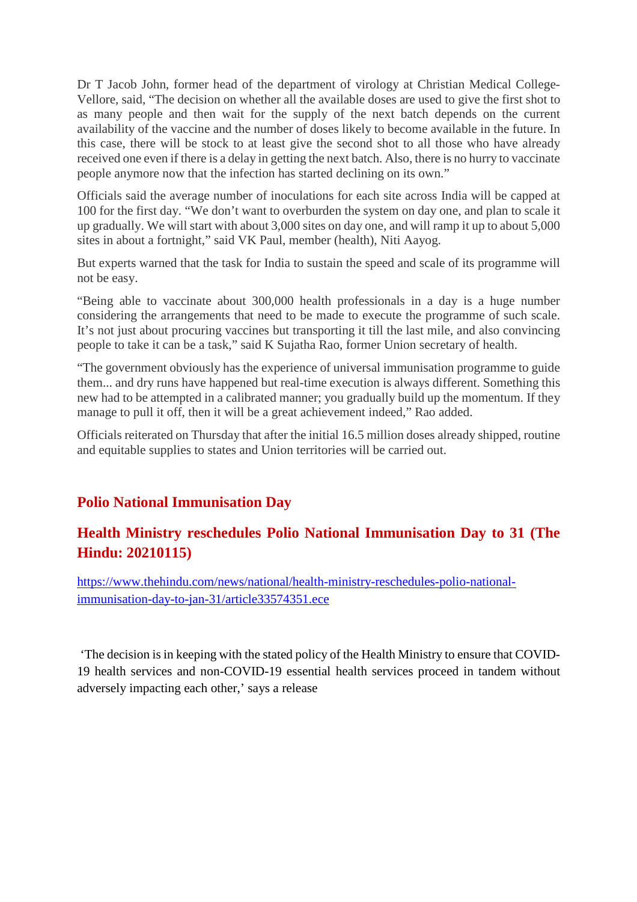Dr T Jacob John, former head of the department of virology at Christian Medical College-Vellore, said, "The decision on whether all the available doses are used to give the first shot to as many people and then wait for the supply of the next batch depends on the current availability of the vaccine and the number of doses likely to become available in the future. In this case, there will be stock to at least give the second shot to all those who have already received one even if there is a delay in getting the next batch. Also, there is no hurry to vaccinate people anymore now that the infection has started declining on its own."

Officials said the average number of inoculations for each site across India will be capped at 100 for the first day. "We don't want to overburden the system on day one, and plan to scale it up gradually. We will start with about 3,000 sites on day one, and will ramp it up to about 5,000 sites in about a fortnight," said VK Paul, member (health), Niti Aayog.

But experts warned that the task for India to sustain the speed and scale of its programme will not be easy.

"Being able to vaccinate about 300,000 health professionals in a day is a huge number considering the arrangements that need to be made to execute the programme of such scale. It's not just about procuring vaccines but transporting it till the last mile, and also convincing people to take it can be a task," said K Sujatha Rao, former Union secretary of health.

"The government obviously has the experience of universal immunisation programme to guide them... and dry runs have happened but real-time execution is always different. Something this new had to be attempted in a calibrated manner; you gradually build up the momentum. If they manage to pull it off, then it will be a great achievement indeed," Rao added.

Officials reiterated on Thursday that after the initial 16.5 million doses already shipped, routine and equitable supplies to states and Union territories will be carried out.

## Polio National Immunisation Day

## Health Ministry reschedules Polio National Immunisation Day to 31 (The Hindu: 20210115)

https://www.thehindu.com/news/national/health-ministry-reschedules-polio-national-immunisation-day-to-jan-31/article33574351.ece

'The decision is in keeping with the stated policy of the Health Ministry to ensure that COVID-19 health services and non-COVID-19 essential health services proceed in tandem without adversely impacting each other,' says a release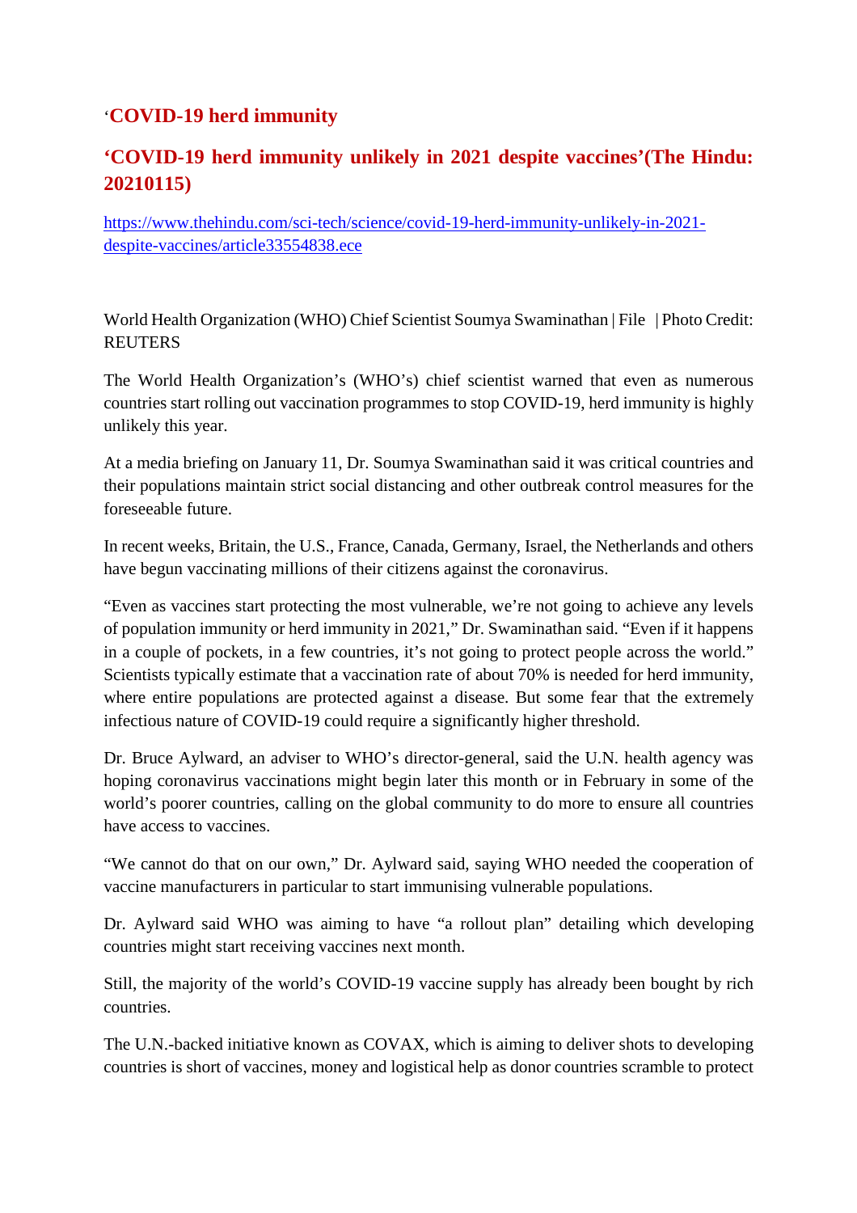## ‘COVID-19 herd immunity

## ‘COVID-19 herd immunity unlikely in 2021 despite vaccines’(The Hindu: 20210115)

https://www.thehindu.com/sci-tech/science/covid-19-herd-immunity-unlikely-in-2021-despite-vaccines/article33554838.ece

World Health Organization (WHO) Chief Scientist Soumya Swaminathan | File | Photo Credit: REUTERS

The World Health Organization’s (WHO’s) chief scientist warned that even as numerous countries start rolling out vaccination programmes to stop COVID-19, herd immunity is highly unlikely this year.

At a media briefing on January 11, Dr. Soumya Swaminathan said it was critical countries and their populations maintain strict social distancing and other outbreak control measures for the foreseeable future.

In recent weeks, Britain, the U.S., France, Canada, Germany, Israel, the Netherlands and others have begun vaccinating millions of their citizens against the coronavirus.

“Even as vaccines start protecting the most vulnerable, we’re not going to achieve any levels of population immunity or herd immunity in 2021,” Dr. Swaminathan said. “Even if it happens in a couple of pockets, in a few countries, it’s not going to protect people across the world.” Scientists typically estimate that a vaccination rate of about 70% is needed for herd immunity, where entire populations are protected against a disease. But some fear that the extremely infectious nature of COVID-19 could require a significantly higher threshold.

Dr. Bruce Aylward, an adviser to WHO’s director-general, said the U.N. health agency was hoping coronavirus vaccinations might begin later this month or in February in some of the world’s poorer countries, calling on the global community to do more to ensure all countries have access to vaccines.

“We cannot do that on our own,” Dr. Aylward said, saying WHO needed the cooperation of vaccine manufacturers in particular to start immunising vulnerable populations.

Dr. Aylward said WHO was aiming to have “a rollout plan” detailing which developing countries might start receiving vaccines next month.

Still, the majority of the world’s COVID-19 vaccine supply has already been bought by rich countries.

The U.N.-backed initiative known as COVAX, which is aiming to deliver shots to developing countries is short of vaccines, money and logistical help as donor countries scramble to protect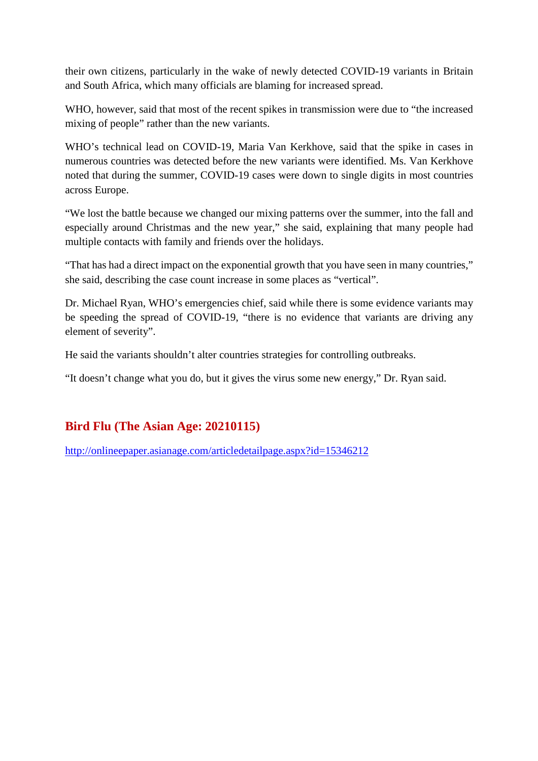their own citizens, particularly in the wake of newly detected COVID-19 variants in Britain and South Africa, which many officials are blaming for increased spread.

WHO, however, said that most of the recent spikes in transmission were due to "the increased mixing of people" rather than the new variants.

WHO's technical lead on COVID-19, Maria Van Kerkhove, said that the spike in cases in numerous countries was detected before the new variants were identified. Ms. Van Kerkhove noted that during the summer, COVID-19 cases were down to single digits in most countries across Europe.

"We lost the battle because we changed our mixing patterns over the summer, into the fall and especially around Christmas and the new year," she said, explaining that many people had multiple contacts with family and friends over the holidays.

"That has had a direct impact on the exponential growth that you have seen in many countries," she said, describing the case count increase in some places as "vertical".

Dr. Michael Ryan, WHO's emergencies chief, said while there is some evidence variants may be speeding the spread of COVID-19, "there is no evidence that variants are driving any element of severity".

He said the variants shouldn't alter countries strategies for controlling outbreaks.

"It doesn't change what you do, but it gives the virus some new energy," Dr. Ryan said.

## Bird Flu (The Asian Age: 20210115)

http://onlineepaper.asianage.com/articledetailpage.aspx?id=15346212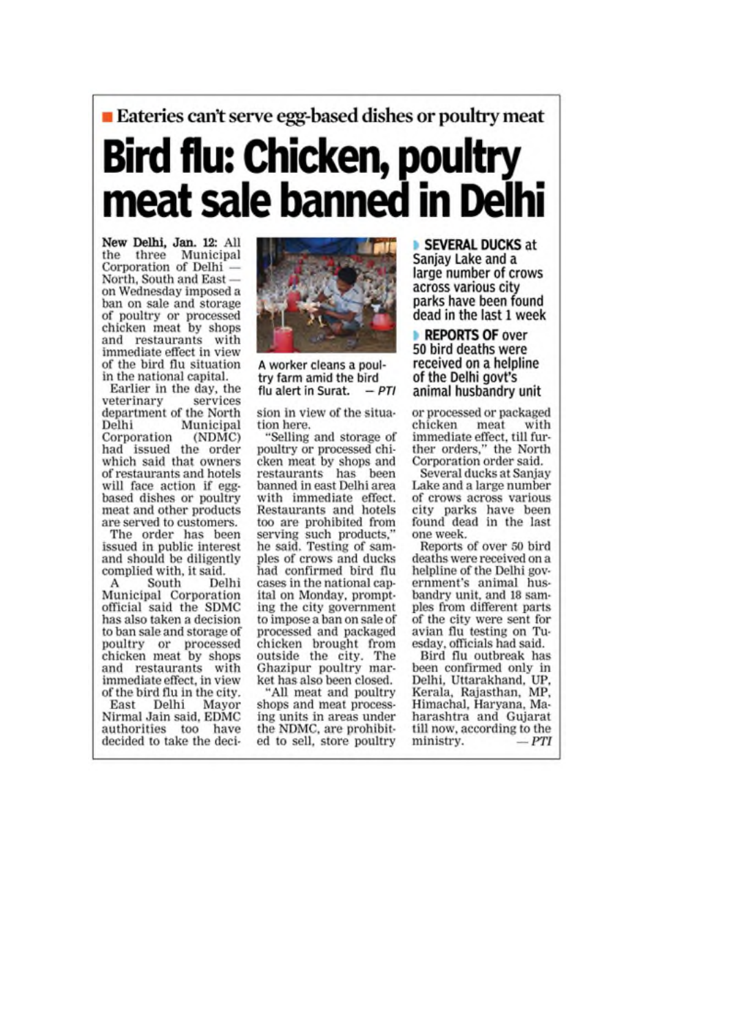■ Eateries can't serve egg-based dishes or poultry meat

# Bird flu: Chicken, poultry meat sale banned in Delhi

**New Delhi, Jan. 12:** All the three Municipal Corporation of Delhi — North, South and East — on Wednesday imposed a ban on sale and storage of poultry or processed chicken meat by shops and restaurants with immediate effect in view of the bird flu situation in the national capital.

Earlier in the day, the veterinary services department of the North Delhi Municipal Corporation (NDMC) had issued the order which said that owners of restaurants and hotels will face action if egg-based dishes or poultry meat and other products are served to customers.

The order has been issued in public interest and should be diligently complied with, it said.

A South Delhi Municipal Corporation official said the SDMC has also taken a decision to ban sale and storage of poultry or processed chicken meat by shops and restaurants with immediate effect, in view of the bird flu in the city.

East Delhi Mayor Nirmal Jain said, EDMC authorities too have decided to take the decision in view of the situation here.

A worker cleans a poultry farm amid the bird flu alert in Surat. — *PTI*

"Selling and storage of poultry or processed chicken meat by shops and restaurants has been banned in east Delhi area with immediate effect. Restaurants and hotels too are prohibited from serving such products," he said. Testing of samples of crows and ducks had confirmed bird flu cases in the national capital on Monday, prompting the city government to impose a ban on sale of processed and packaged chicken brought from outside the city. The Ghazipur poultry market has also been closed.

"All meat and poultry shops and meat processing units in areas under the NDMC, are prohibited to sell, store poultry or processed or packaged chicken meat with immediate effect, till further orders," the North Corporation order said.

- **SEVERAL DUCKS** at Sanjay Lake and a large number of crows across various city parks have been found dead in the last 1 week
- **REPORTS OF** over 50 bird deaths were received on a helpline of the Delhi govt's animal husbandry unit

Several ducks at Sanjay Lake and a large number of crows across various city parks have been found dead in the last one week.

Reports of over 50 bird deaths were received on a helpline of the Delhi government's animal husbandry unit, and 18 samples from different parts of the city were sent for avian flu testing on Tuesday, officials had said.

Bird flu outbreak has been confirmed only in Delhi, Uttarakhand, UP, Kerala, Rajasthan, MP, Himachal, Haryana, Maharashtra and Gujarat till now, according to the ministry. — *PTI*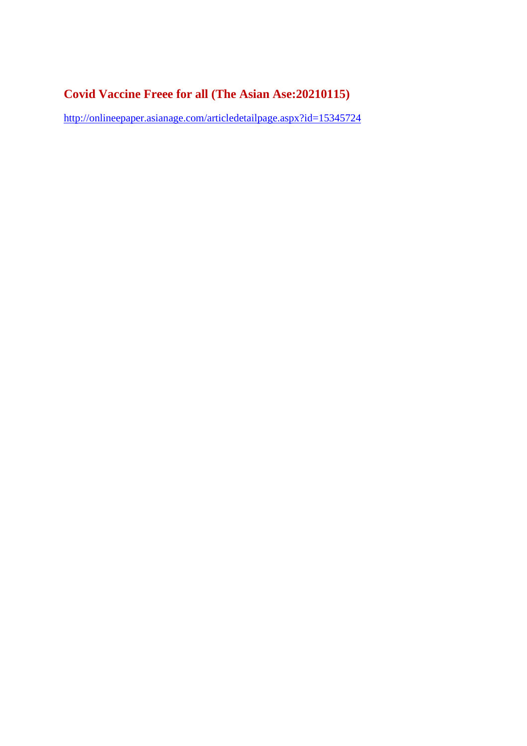## Covid Vaccine Freee for all (The Asian Ase:20210115)

http://onlineepaper.asianage.com/articledetailpage.aspx?id=15345724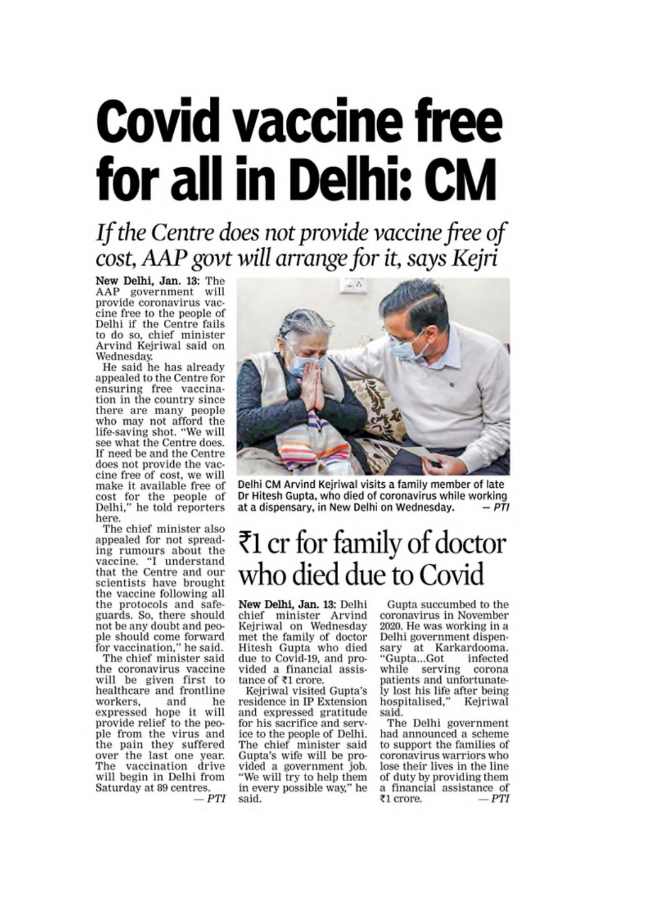# Covid vaccine free for all in Delhi: CM

*If the Centre does not provide vaccine free of cost, AAP govt will arrange for it, says Kejri*

**New Delhi, Jan. 13:** The AAP government will provide coronavirus vaccine free to the people of Delhi if the Centre fails to do so, chief minister Arvind Kejriwal said on Wednesday.

He said he has already appealed to the Centre for ensuring free vaccination in the country since there are many people who may not afford the life-saving shot. "We will see what the Centre does. If need be and the Centre does not provide the vaccine free of cost, we will make it available free of cost for the people of Delhi," he told reporters here.

The chief minister also appealed for not spreading rumours about the vaccine. "I understand that the Centre and our scientists have brought the vaccine following all the protocols and safeguards. So, there should not be any doubt and people should come forward for vaccination," he said.

The chief minister said the coronavirus vaccine will be given first to healthcare and frontline workers, and he expressed hope it will provide relief to the people from the virus and the pain they suffered over the last one year. The vaccination drive will begin in Delhi from Saturday at 89 centres.

— *PTI*

Delhi CM Arvind Kejriwal visits a family member of late Dr Hitesh Gupta, who died of coronavirus while working at a dispensary, in New Delhi on Wednesday. — *PTI*

## ₹1 cr for family of doctor who died due to Covid

**New Delhi, Jan. 13:** Delhi chief minister Arvind Kejriwal on Wednesday met the family of doctor Hitesh Gupta who died due to Covid-19, and provided a financial assistance of ₹1 crore.

Kejriwal visited Gupta's residence in IP Extension and expressed gratitude for his sacrifice and service to the people of Delhi. The chief minister said Gupta's wife will be provided a government job. "We will try to help them in every possible way," he said.

Gupta succumbed to the coronavirus in November 2020. He was working in a Delhi government dispensary at Karkardooma. "Gupta...Got infected while serving corona patients and unfortunately lost his life after being hospitalised," Kejriwal said.

The Delhi government had announced a scheme to support the families of coronavirus warriors who lose their lives in the line of duty by providing them a financial assistance of ₹1 crore.

— *PTI*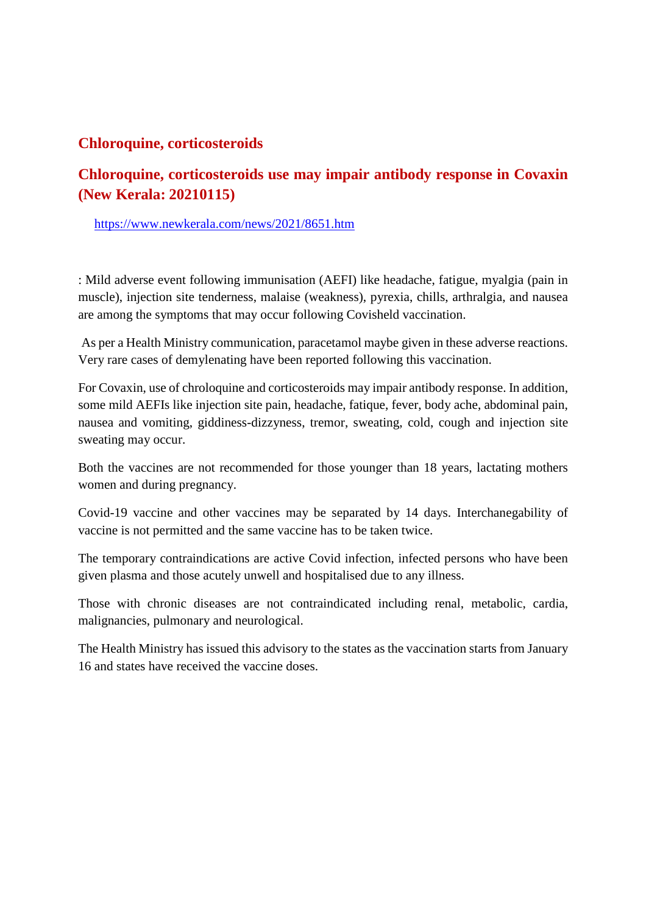## Chloroquine, corticosteroids

## Chloroquine, corticosteroids use may impair antibody response in Covaxin (New Kerala: 20210115)

https://www.newkerala.com/news/2021/8651.htm

: Mild adverse event following immunisation (AEFI) like headache, fatigue, myalgia (pain in muscle), injection site tenderness, malaise (weakness), pyrexia, chills, arthralgia, and nausea are among the symptoms that may occur following Covisheld vaccination.

As per a Health Ministry communication, paracetamol maybe given in these adverse reactions. Very rare cases of demylenating have been reported following this vaccination.

For Covaxin, use of chroloquine and corticosteroids may impair antibody response. In addition, some mild AEFIs like injection site pain, headache, fatique, fever, body ache, abdominal pain, nausea and vomiting, giddiness-dizzyness, tremor, sweating, cold, cough and injection site sweating may occur.

Both the vaccines are not recommended for those younger than 18 years, lactating mothers women and during pregnancy.

Covid-19 vaccine and other vaccines may be separated by 14 days. Interchanegability of vaccine is not permitted and the same vaccine has to be taken twice.

The temporary contraindications are active Covid infection, infected persons who have been given plasma and those acutely unwell and hospitalised due to any illness.

Those with chronic diseases are not contraindicated including renal, metabolic, cardia, malignancies, pulmonary and neurological.

The Health Ministry has issued this advisory to the states as the vaccination starts from January 16 and states have received the vaccine doses.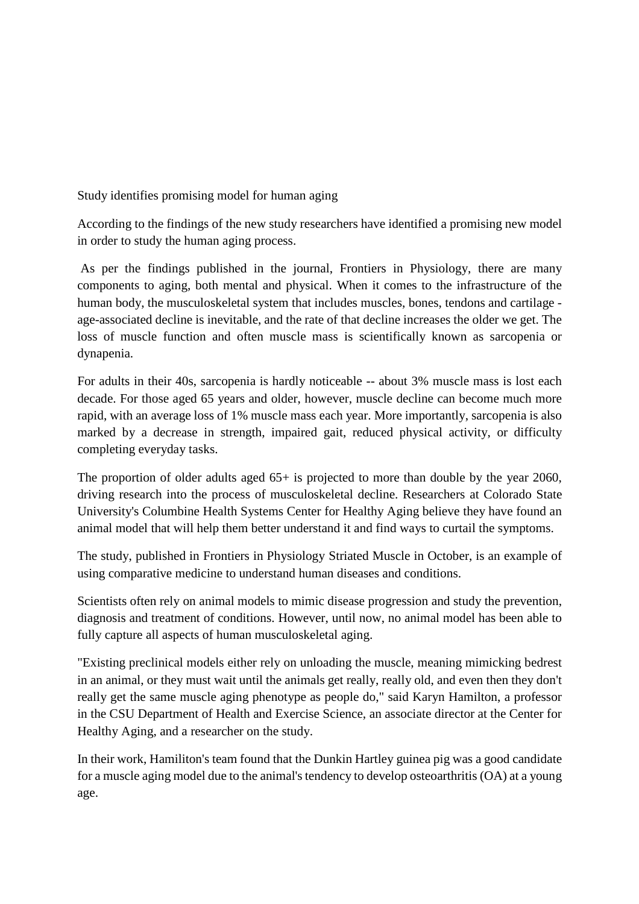## Study identifies promising model for human aging

According to the findings of the new study researchers have identified a promising new model in order to study the human aging process.

As per the findings published in the journal, Frontiers in Physiology, there are many components to aging, both mental and physical. When it comes to the infrastructure of the human body, the musculoskeletal system that includes muscles, bones, tendons and cartilage - age-associated decline is inevitable, and the rate of that decline increases the older we get. The loss of muscle function and often muscle mass is scientifically known as sarcopenia or dynapenia.

For adults in their 40s, sarcopenia is hardly noticeable -- about 3% muscle mass is lost each decade. For those aged 65 years and older, however, muscle decline can become much more rapid, with an average loss of 1% muscle mass each year. More importantly, sarcopenia is also marked by a decrease in strength, impaired gait, reduced physical activity, or difficulty completing everyday tasks.

The proportion of older adults aged 65+ is projected to more than double by the year 2060, driving research into the process of musculoskeletal decline. Researchers at Colorado State University's Columbine Health Systems Center for Healthy Aging believe they have found an animal model that will help them better understand it and find ways to curtail the symptoms.

The study, published in Frontiers in Physiology Striated Muscle in October, is an example of using comparative medicine to understand human diseases and conditions.

Scientists often rely on animal models to mimic disease progression and study the prevention, diagnosis and treatment of conditions. However, until now, no animal model has been able to fully capture all aspects of human musculoskeletal aging.

"Existing preclinical models either rely on unloading the muscle, meaning mimicking bedrest in an animal, or they must wait until the animals get really, really old, and even then they don't really get the same muscle aging phenotype as people do," said Karyn Hamilton, a professor in the CSU Department of Health and Exercise Science, an associate director at the Center for Healthy Aging, and a researcher on the study.

In their work, Hamiliton's team found that the Dunkin Hartley guinea pig was a good candidate for a muscle aging model due to the animal's tendency to develop osteoarthritis (OA) at a young age.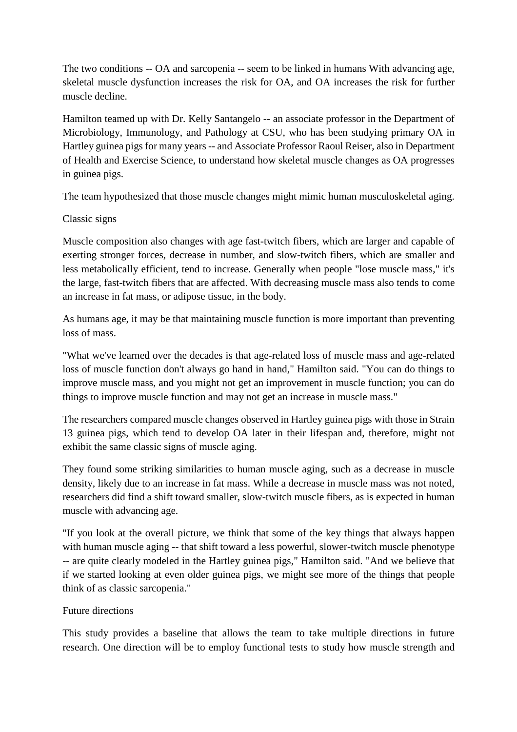The two conditions -- OA and sarcopenia -- seem to be linked in humans With advancing age, skeletal muscle dysfunction increases the risk for OA, and OA increases the risk for further muscle decline.

Hamilton teamed up with Dr. Kelly Santangelo -- an associate professor in the Department of Microbiology, Immunology, and Pathology at CSU, who has been studying primary OA in Hartley guinea pigs for many years -- and Associate Professor Raoul Reiser, also in Department of Health and Exercise Science, to understand how skeletal muscle changes as OA progresses in guinea pigs.

The team hypothesized that those muscle changes might mimic human musculoskeletal aging.

## Classic signs

Muscle composition also changes with age fast-twitch fibers, which are larger and capable of exerting stronger forces, decrease in number, and slow-twitch fibers, which are smaller and less metabolically efficient, tend to increase. Generally when people "lose muscle mass," it's the large, fast-twitch fibers that are affected. With decreasing muscle mass also tends to come an increase in fat mass, or adipose tissue, in the body.

As humans age, it may be that maintaining muscle function is more important than preventing loss of mass.

"What we've learned over the decades is that age-related loss of muscle mass and age-related loss of muscle function don't always go hand in hand," Hamilton said. "You can do things to improve muscle mass, and you might not get an improvement in muscle function; you can do things to improve muscle function and may not get an increase in muscle mass."

The researchers compared muscle changes observed in Hartley guinea pigs with those in Strain 13 guinea pigs, which tend to develop OA later in their lifespan and, therefore, might not exhibit the same classic signs of muscle aging.

They found some striking similarities to human muscle aging, such as a decrease in muscle density, likely due to an increase in fat mass. While a decrease in muscle mass was not noted, researchers did find a shift toward smaller, slow-twitch muscle fibers, as is expected in human muscle with advancing age.

"If you look at the overall picture, we think that some of the key things that always happen with human muscle aging -- that shift toward a less powerful, slower-twitch muscle phenotype -- are quite clearly modeled in the Hartley guinea pigs," Hamilton said. "And we believe that if we started looking at even older guinea pigs, we might see more of the things that people think of as classic sarcopenia."

## Future directions

This study provides a baseline that allows the team to take multiple directions in future research. One direction will be to employ functional tests to study how muscle strength and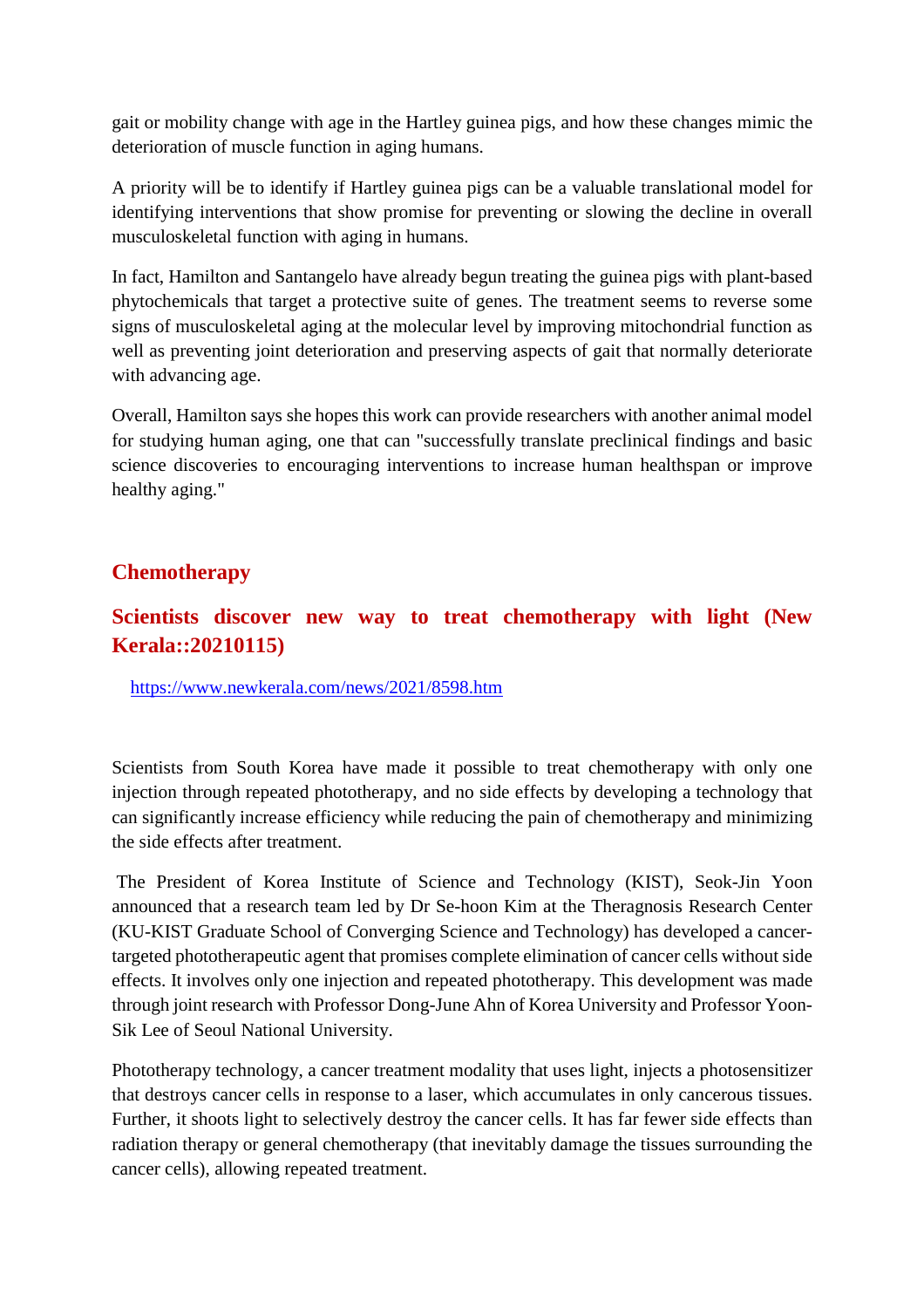gait or mobility change with age in the Hartley guinea pigs, and how these changes mimic the deterioration of muscle function in aging humans.

A priority will be to identify if Hartley guinea pigs can be a valuable translational model for identifying interventions that show promise for preventing or slowing the decline in overall musculoskeletal function with aging in humans.

In fact, Hamilton and Santangelo have already begun treating the guinea pigs with plant-based phytochemicals that target a protective suite of genes. The treatment seems to reverse some signs of musculoskeletal aging at the molecular level by improving mitochondrial function as well as preventing joint deterioration and preserving aspects of gait that normally deteriorate with advancing age.

Overall, Hamilton says she hopes this work can provide researchers with another animal model for studying human aging, one that can "successfully translate preclinical findings and basic science discoveries to encouraging interventions to increase human healthspan or improve healthy aging."

## Chemotherapy

### Scientists discover new way to treat chemotherapy with light (New Kerala::20210115)

https://www.newkerala.com/news/2021/8598.htm

Scientists from South Korea have made it possible to treat chemotherapy with only one injection through repeated phototherapy, and no side effects by developing a technology that can significantly increase efficiency while reducing the pain of chemotherapy and minimizing the side effects after treatment.

The President of Korea Institute of Science and Technology (KIST), Seok-Jin Yoon announced that a research team led by Dr Se-hoon Kim at the Theragnosis Research Center (KU-KIST Graduate School of Converging Science and Technology) has developed a cancer-targeted phototherapeutic agent that promises complete elimination of cancer cells without side effects. It involves only one injection and repeated phototherapy. This development was made through joint research with Professor Dong-June Ahn of Korea University and Professor Yoon-Sik Lee of Seoul National University.

Phototherapy technology, a cancer treatment modality that uses light, injects a photosensitizer that destroys cancer cells in response to a laser, which accumulates in only cancerous tissues. Further, it shoots light to selectively destroy the cancer cells. It has far fewer side effects than radiation therapy or general chemotherapy (that inevitably damage the tissues surrounding the cancer cells), allowing repeated treatment.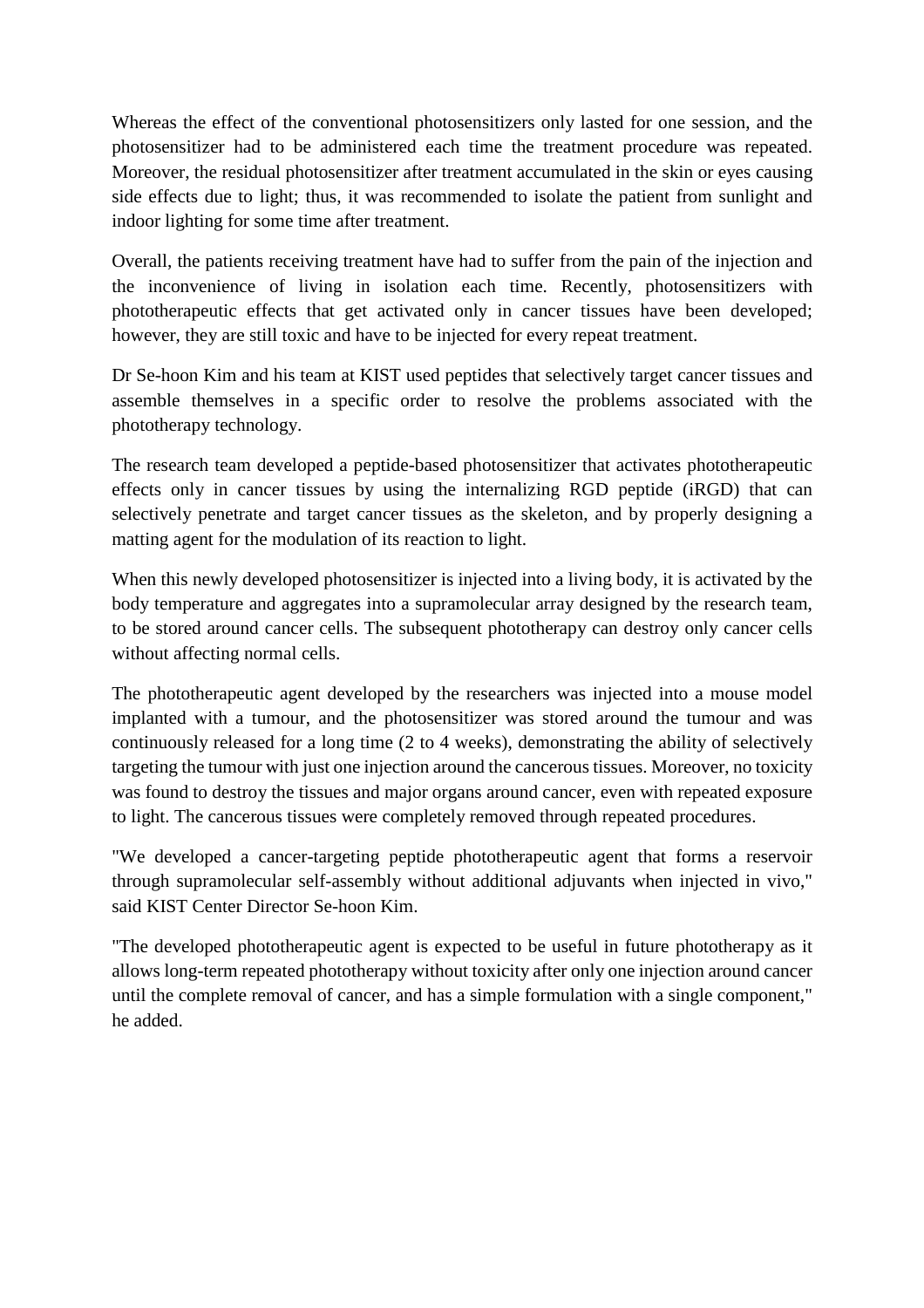Whereas the effect of the conventional photosensitizers only lasted for one session, and the photosensitizer had to be administered each time the treatment procedure was repeated. Moreover, the residual photosensitizer after treatment accumulated in the skin or eyes causing side effects due to light; thus, it was recommended to isolate the patient from sunlight and indoor lighting for some time after treatment.

Overall, the patients receiving treatment have had to suffer from the pain of the injection and the inconvenience of living in isolation each time. Recently, photosensitizers with phototherapeutic effects that get activated only in cancer tissues have been developed; however, they are still toxic and have to be injected for every repeat treatment.

Dr Se-hoon Kim and his team at KIST used peptides that selectively target cancer tissues and assemble themselves in a specific order to resolve the problems associated with the phototherapy technology.

The research team developed a peptide-based photosensitizer that activates phototherapeutic effects only in cancer tissues by using the internalizing RGD peptide (iRGD) that can selectively penetrate and target cancer tissues as the skeleton, and by properly designing a matting agent for the modulation of its reaction to light.

When this newly developed photosensitizer is injected into a living body, it is activated by the body temperature and aggregates into a supramolecular array designed by the research team, to be stored around cancer cells. The subsequent phototherapy can destroy only cancer cells without affecting normal cells.

The phototherapeutic agent developed by the researchers was injected into a mouse model implanted with a tumour, and the photosensitizer was stored around the tumour and was continuously released for a long time (2 to 4 weeks), demonstrating the ability of selectively targeting the tumour with just one injection around the cancerous tissues. Moreover, no toxicity was found to destroy the tissues and major organs around cancer, even with repeated exposure to light. The cancerous tissues were completely removed through repeated procedures.

"We developed a cancer-targeting peptide phototherapeutic agent that forms a reservoir through supramolecular self-assembly without additional adjuvants when injected in vivo," said KIST Center Director Se-hoon Kim.

"The developed phototherapeutic agent is expected to be useful in future phototherapy as it allows long-term repeated phototherapy without toxicity after only one injection around cancer until the complete removal of cancer, and has a simple formulation with a single component," he added.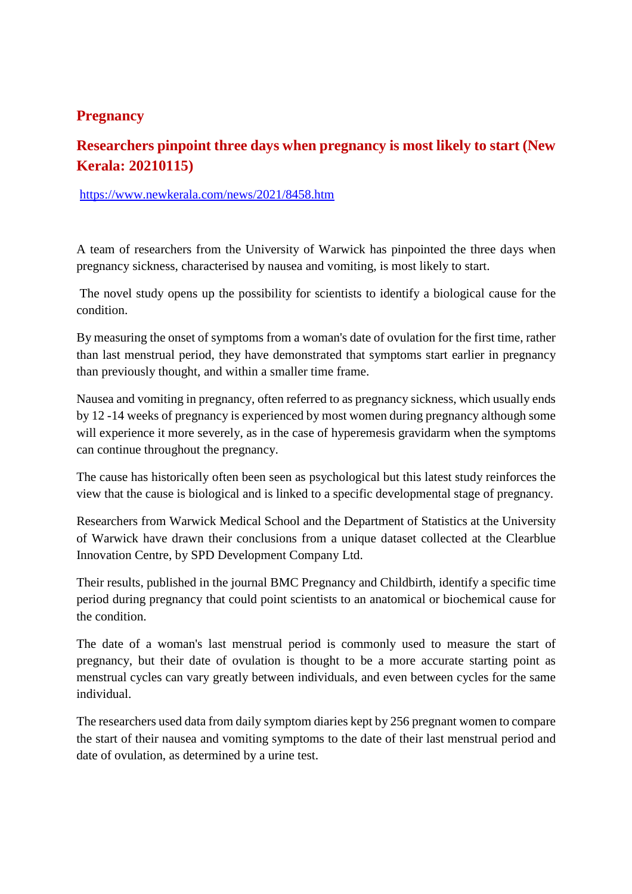## Pregnancy

## Researchers pinpoint three days when pregnancy is most likely to start (New Kerala: 20210115)

https://www.newkerala.com/news/2021/8458.htm

A team of researchers from the University of Warwick has pinpointed the three days when pregnancy sickness, characterised by nausea and vomiting, is most likely to start.

The novel study opens up the possibility for scientists to identify a biological cause for the condition.

By measuring the onset of symptoms from a woman's date of ovulation for the first time, rather than last menstrual period, they have demonstrated that symptoms start earlier in pregnancy than previously thought, and within a smaller time frame.

Nausea and vomiting in pregnancy, often referred to as pregnancy sickness, which usually ends by 12 -14 weeks of pregnancy is experienced by most women during pregnancy although some will experience it more severely, as in the case of hyperemesis gravidarm when the symptoms can continue throughout the pregnancy.

The cause has historically often been seen as psychological but this latest study reinforces the view that the cause is biological and is linked to a specific developmental stage of pregnancy.

Researchers from Warwick Medical School and the Department of Statistics at the University of Warwick have drawn their conclusions from a unique dataset collected at the Clearblue Innovation Centre, by SPD Development Company Ltd.

Their results, published in the journal BMC Pregnancy and Childbirth, identify a specific time period during pregnancy that could point scientists to an anatomical or biochemical cause for the condition.

The date of a woman's last menstrual period is commonly used to measure the start of pregnancy, but their date of ovulation is thought to be a more accurate starting point as menstrual cycles can vary greatly between individuals, and even between cycles for the same individual.

The researchers used data from daily symptom diaries kept by 256 pregnant women to compare the start of their nausea and vomiting symptoms to the date of their last menstrual period and date of ovulation, as determined by a urine test.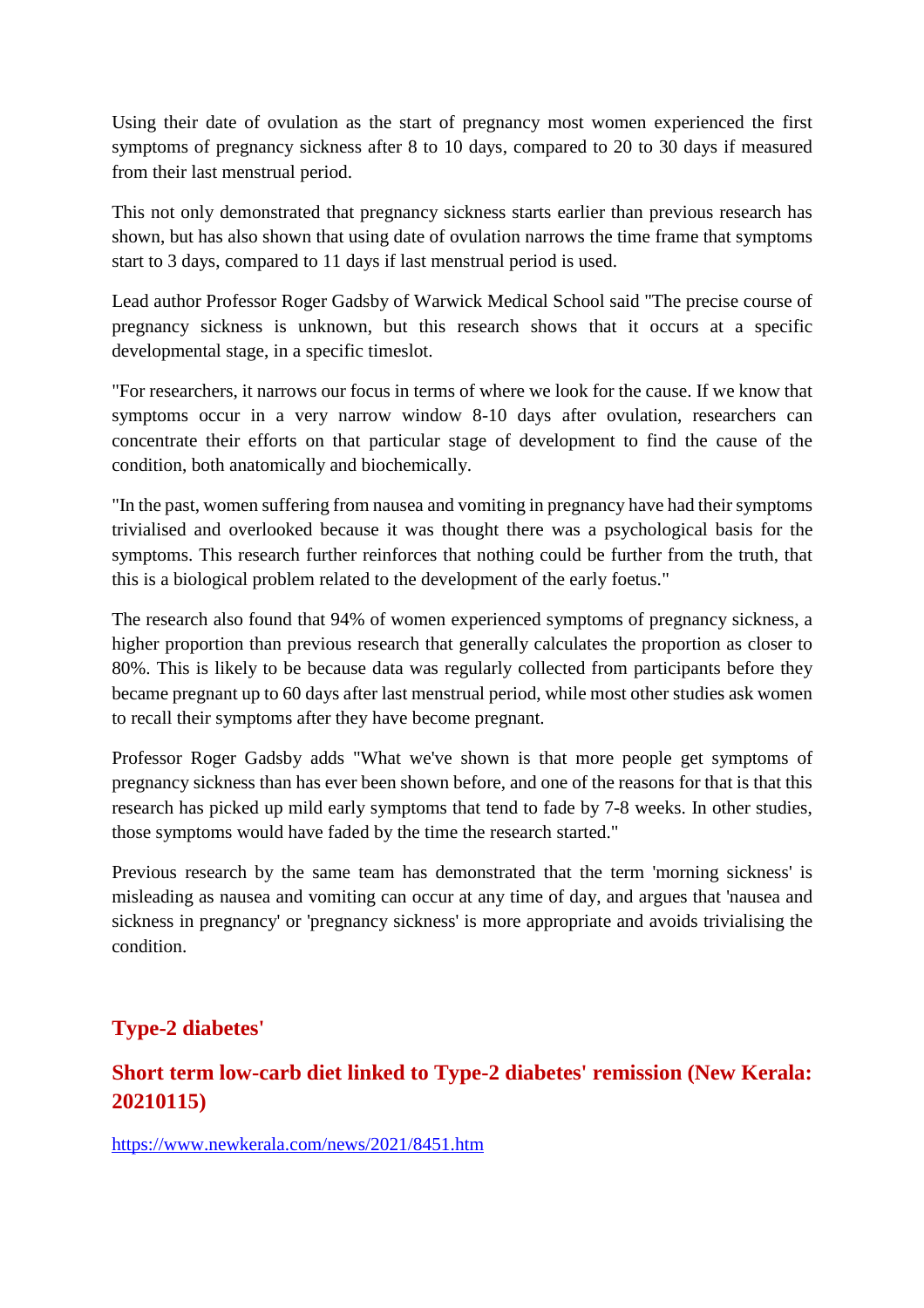Using their date of ovulation as the start of pregnancy most women experienced the first symptoms of pregnancy sickness after 8 to 10 days, compared to 20 to 30 days if measured from their last menstrual period.

This not only demonstrated that pregnancy sickness starts earlier than previous research has shown, but has also shown that using date of ovulation narrows the time frame that symptoms start to 3 days, compared to 11 days if last menstrual period is used.

Lead author Professor Roger Gadsby of Warwick Medical School said "The precise course of pregnancy sickness is unknown, but this research shows that it occurs at a specific developmental stage, in a specific timeslot.

"For researchers, it narrows our focus in terms of where we look for the cause. If we know that symptoms occur in a very narrow window 8-10 days after ovulation, researchers can concentrate their efforts on that particular stage of development to find the cause of the condition, both anatomically and biochemically.

"In the past, women suffering from nausea and vomiting in pregnancy have had their symptoms trivialised and overlooked because it was thought there was a psychological basis for the symptoms. This research further reinforces that nothing could be further from the truth, that this is a biological problem related to the development of the early foetus."

The research also found that 94% of women experienced symptoms of pregnancy sickness, a higher proportion than previous research that generally calculates the proportion as closer to 80%. This is likely to be because data was regularly collected from participants before they became pregnant up to 60 days after last menstrual period, while most other studies ask women to recall their symptoms after they have become pregnant.

Professor Roger Gadsby adds "What we've shown is that more people get symptoms of pregnancy sickness than has ever been shown before, and one of the reasons for that is that this research has picked up mild early symptoms that tend to fade by 7-8 weeks. In other studies, those symptoms would have faded by the time the research started."

Previous research by the same team has demonstrated that the term 'morning sickness' is misleading as nausea and vomiting can occur at any time of day, and argues that 'nausea and sickness in pregnancy' or 'pregnancy sickness' is more appropriate and avoids trivialising the condition.

## Type-2 diabetes'

### Short term low-carb diet linked to Type-2 diabetes' remission (New Kerala: 20210115)

https://www.newkerala.com/news/2021/8451.htm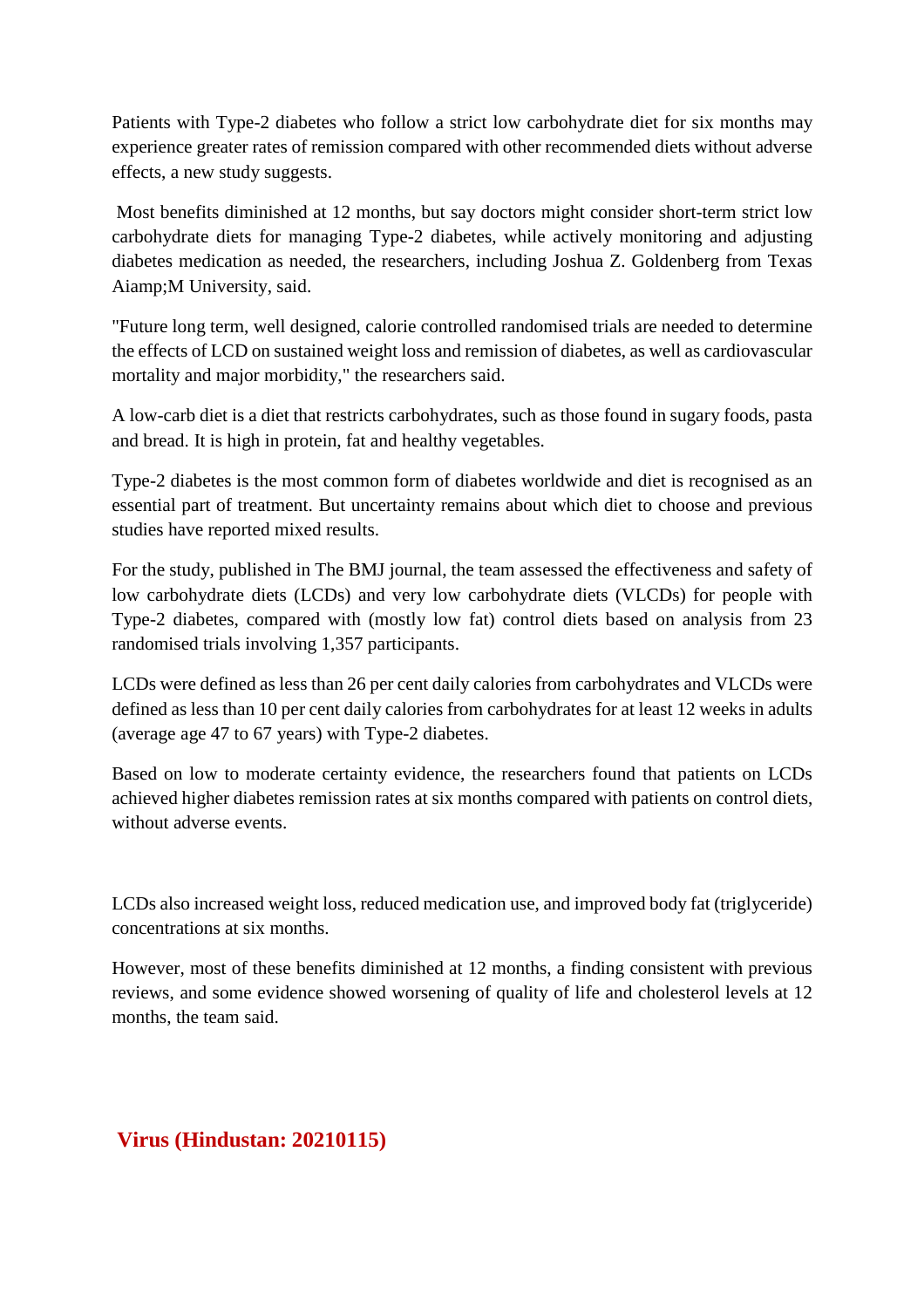Patients with Type-2 diabetes who follow a strict low carbohydrate diet for six months may experience greater rates of remission compared with other recommended diets without adverse effects, a new study suggests.

Most benefits diminished at 12 months, but say doctors might consider short-term strict low carbohydrate diets for managing Type-2 diabetes, while actively monitoring and adjusting diabetes medication as needed, the researchers, including Joshua Z. Goldenberg from Texas Aiamp;M University, said.

"Future long term, well designed, calorie controlled randomised trials are needed to determine the effects of LCD on sustained weight loss and remission of diabetes, as well as cardiovascular mortality and major morbidity," the researchers said.

A low-carb diet is a diet that restricts carbohydrates, such as those found in sugary foods, pasta and bread. It is high in protein, fat and healthy vegetables.

Type-2 diabetes is the most common form of diabetes worldwide and diet is recognised as an essential part of treatment. But uncertainty remains about which diet to choose and previous studies have reported mixed results.

For the study, published in The BMJ journal, the team assessed the effectiveness and safety of low carbohydrate diets (LCDs) and very low carbohydrate diets (VLCDs) for people with Type-2 diabetes, compared with (mostly low fat) control diets based on analysis from 23 randomised trials involving 1,357 participants.

LCDs were defined as less than 26 per cent daily calories from carbohydrates and VLCDs were defined as less than 10 per cent daily calories from carbohydrates for at least 12 weeks in adults (average age 47 to 67 years) with Type-2 diabetes.

Based on low to moderate certainty evidence, the researchers found that patients on LCDs achieved higher diabetes remission rates at six months compared with patients on control diets, without adverse events.

LCDs also increased weight loss, reduced medication use, and improved body fat (triglyceride) concentrations at six months.

However, most of these benefits diminished at 12 months, a finding consistent with previous reviews, and some evidence showed worsening of quality of life and cholesterol levels at 12 months, the team said.

## Virus (Hindustan: 20210115)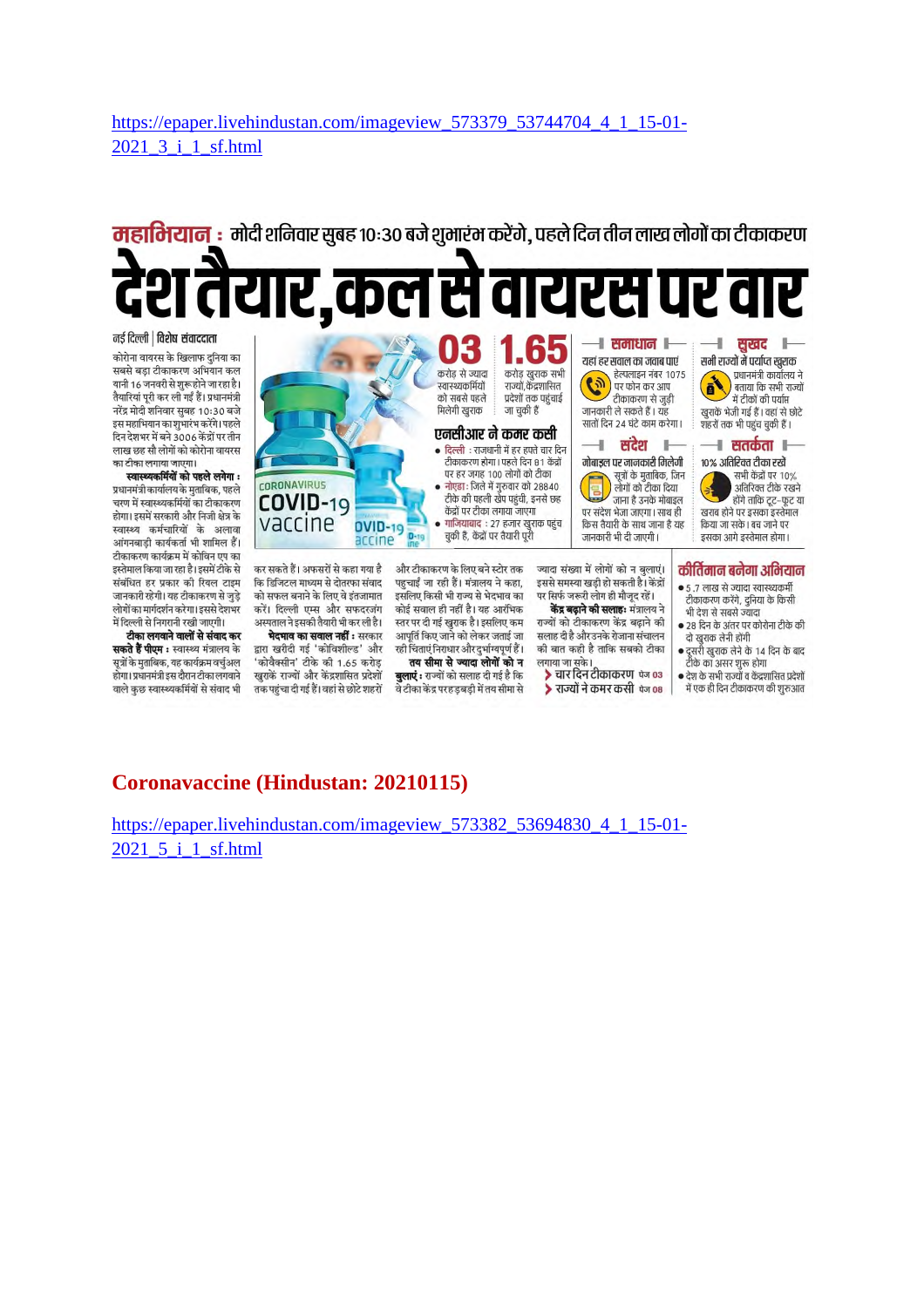https://epaper.livehindustan.com/imageview_573379_53744704_4_1_15-01-2021_3_i_1_sf.html

**महाभियान : मोदी शनिवार सुबह 10:30 बजे शुभारंभ करेंगे, पहले दिन तीन लाख लोगों का टीकाकरण**

# देश तैयार, कल से वायरस पर वार

नई दिल्ली | विशेष संवाददाता

कोरोना वायरस के खिलाफ दुनिया का सबसे बड़ा टीकाकरण अभियान कल यानी 16 जनवरी से शुरू होने जा रहा है। तैयारियां पूरी कर ली गई हैं। प्रधानमंत्री नरेंद्र मोदी शनिवार सुबह 10:30 बजे इस महाभियान का शुभारंभ करेंगे। पहले दिन देशभर में बने 3006 केंद्रों पर तीन लाख छह सौ लोगों को कोरोना वायरस का टीका लगाया जाएगा।

**स्वास्थ्यकर्मियों को पहले लगेगा :** प्रधानमंत्री कार्यालय के मुताबिक, पहले चरण में स्वास्थ्यकर्मियों का टीकाकरण होगा। इसमें सरकारी और निजी क्षेत्र के स्वास्थ्य कर्मचारियों के अलावा आंगनबाड़ी कार्यकर्ता भी शामिल हैं। टीकाकरण कार्यक्रम में कोविन एप का इस्तेमाल किया जा रहा है। इसमें टीके से संबंधित हर प्रकार की रियल टाइम जानकारी रहेगी। यह टीकाकरण से जुड़े लोगों का मार्गदर्शन करेगा। इससे देशभर में दिल्ली से निगरानी रखी जाएगी।

**टीका लगवाने वालों से संवाद कर सकते हैं पीएम :** स्वास्थ्य मंत्रालय के सूत्रों के मुताबिक, यह कार्यक्रम वर्चुअल होगा। प्रधानमंत्री इस दौरान टीका लगवाने वाले कुछ स्वास्थ्यकर्मियों से संवाद भी कर सकते हैं। अफसरों से कहा गया है कि डिजिटल माध्यम से दोतरफा संवाद को सफल बनाने के लिए वे इंतजामात करें। दिल्ली एम्स और सफदरजंग अस्पताल ने इसकी तैयारी भी कर ली है।

**भेदभाव का सवाल नहीं :** सरकार द्वारा खरीदी गई 'कोविशील्ड' और 'कोवैक्सीन' टीके की 1.65 करोड़ खुराकें राज्यों और केंद्रशासित प्रदेशों तक पहुंचा दी गई हैं। वहां से छोटे शहरों और टीकाकरण के लिए बने स्टोर तक पहुचाईं जा रही हैं। मंत्रालय ने कहा, इसलिए किसी भी राज्य से भेदभाव का कोई सवाल ही नहीं है। यह आरंभिक स्तर पर दी गई खुराक है। इसलिए कम आपूर्ति किए जाने को लेकर जताई जा रही चिंताएं निराधार और दुर्भाग्यपूर्ण हैं।

**तय सीमा से ज्यादा लोगों को न बुलाएं :** राज्यों को सलाह दी गई है कि वे टीका केंद्र पर हड़बड़ी में तय सीमा से ज्यादा संख्या में लोगों को न बुलाएं। इससे समस्या खड़ी हो सकती है। केंद्रों पर सिर्फ जरूरी लोग ही मौजूद रहें।

**केंद्र बढ़ाने की सलाह :** मंत्रालय ने राज्यों को टीकाकरण केंद्र बढ़ाने की सलाह दी है और उनके रोजाना संचालन की बात कही है ताकि सबको टीका लगाया जा सके।

> चार दिन टीकाकरण पेज 03
> राज्यों ने कमर कसी पेज 08

**03** करोड़ से ज्यादा स्वास्थ्यकर्मियों को सबसे पहले मिलेगी खुराक

**1.65** करोड़ खुराक सभी राज्यों, केंद्रशासित प्रदेशों तक पहुंचाई जा चुकी हैं

## एनसीआर ने कमर कसी

- **दिल्ली :** राजधानी में हर हफ्ते चार दिन टीकाकरण होगा। पहले दिन 81 केंद्रों पर हर जगह 100 लोगों को टीका
- **नोएडा :** जिले में गुरुवार को 28840 टीके की पहली खेप पहुंची, इससे छह केंद्रों पर टीका लगाया जाएगा
- **गाजियाबाद :** 27 हजार खुराक पहुंच चुकी है, केंद्रों पर तैयारी पूरी

**समाधान**

यहां हर सवाल का जवाब पाएं

हेल्पलाइन नंबर 1075 पर फोन कर आप टीकाकरण से जुड़ी जानकारी ले सकते हैं। यह सातों दिन 24 घंटे काम करेगा।

**सुखद**

सभी राज्यों में पर्याप्त खुराक

प्रधानमंत्री कार्यालय ने बताया कि सभी राज्यों में टीकों की पर्याप्त खुराकें भेजी गई हैं। वहां से छोटे शहरों तक भी पहुंच चुकी हैं।

**संदेश**

मोबाइल पर जानकारी मिलेगी

सूत्रों के मुताबिक, जिन लोगों को टीका दिया जाना है उनके मोबाइल पर संदेश भेजा जाएगा। साथ ही किस तैयारी के साथ जाना है यह जानकारी भी दी जाएगी।

**सतर्कता**

10% अतिरिक्त टीका रखें

सभी केंद्रों पर 10% अतिरिक्त टीके रखने होंगे ताकि टूट-फूट या खराब होने पर इसका इस्तेमाल किया जा सके। बच जाने पर इसका आगे इस्तेमाल होगा।

## कीर्तिमान बनेगा अभियान

- 5.7 लाख से ज्यादा स्वास्थ्यकर्मी टीकाकरण करेंगे, दुनिया के किसी भी देश से सबसे ज्यादा
- 28 दिन के अंतर पर कोरोना टीके की दो खुराक लेनी होंगी
- दूसरी खुराक लेने के 14 दिन के बाद टीके का असर शुरू होगा
- देश के सभी राज्यों व केंद्रशासित प्रदेशों में एक ही दिन टीकाकरण की शुरुआत

## Coronavaccine (Hindustan: 20210115)

https://epaper.livehindustan.com/imageview_573382_53694830_4_1_15-01-2021_5_i_1_sf.html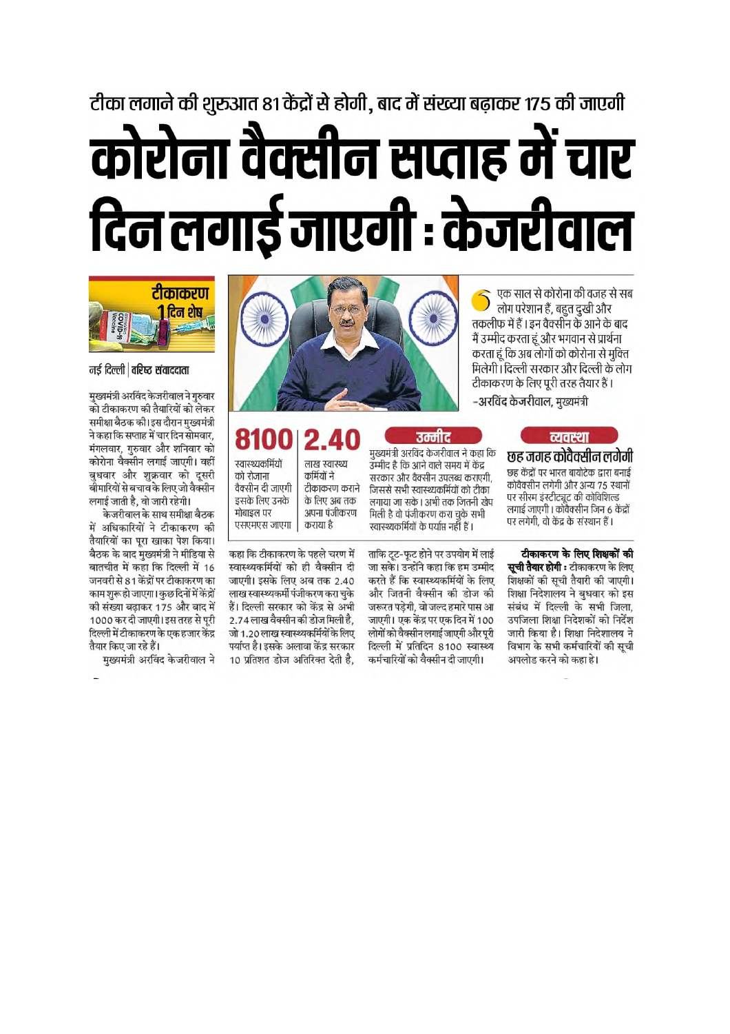टीका लगाने की शुरुआत 81 केंद्रों से होगी, बाद में संख्या बढ़ाकर 175 की जाएगी

# कोरोना वैक्सीन सप्ताह में चार दिन लगाई जाएगी : केजरीवाल

टीकाकरण 1 दिन शेष

नई दिल्ली | वरिष्ठ संवाददाता

मुख्यमंत्री अरविंद केजरीवाल ने गुरुवार को टीकाकरण की तैयारियों को लेकर समीक्षा बैठक की। इस दौरान मुख्यमंत्री ने कहा कि सप्ताह में चार दिन सोमवार, मंगलवार, गुरुवार और शनिवार को कोरोना वैक्सीन लगाई जाएगी। वहीं बुधवार और शुक्रवार को दूसरी बीमारियों से बचाव के लिए जो वैक्सीन लगाई जाती है, वो जारी रहेगी।

केजरीवाल के साथ समीक्षा बैठक में अधिकारियों ने टीकाकरण की तैयारियों का पूरा खाका पेश किया। बैठक के बाद मुख्यमंत्री ने मीडिया से बातचीत में कहा कि दिल्ली में 16 जनवरी से 81 केंद्रों पर टीकाकरण का काम शुरू हो जाएगा। कुछ दिनों में केंद्रों की संख्या बढ़ाकर 175 और बाद में 1000 कर दी जाएगी। इस तरह से पूरी दिल्ली में टीकाकरण के एक हजार केंद्र तैयार किए जा रहे हैं।

मुख्यमंत्री अरविंद केजरीवाल ने कहा कि टीकाकरण के पहले चरण में स्वास्थ्यकर्मियों को ही वैक्सीन दी जाएगी। इसके लिए अब तक 2.40 लाख स्वास्थ्यकर्मी पंजीकरण करा चुके हैं। दिल्ली सरकार को केंद्र से अभी 2.74 लाख वैक्सीन की डोज मिली है, जो 1.20 लाख स्वास्थ्यकर्मियों के लिए पर्याप्त है। इसके अलावा केंद्र सरकार 10 प्रतिशत डोज अतिरिक्त देती है, ताकि टूट-फूट होने पर उपयोग में लाई जा सके। उन्होंने कहा कि हम उम्मीद करते हैं कि स्वास्थ्यकर्मियों के लिए और जितनी वैक्सीन की डोज की जरूरत पड़ेगी, वो जल्द हमारे पास आ जाएगी। एक केंद्र पर एक दिन में 100 लोगों को वैक्सीन लगाई जाएगी और पूरी दिल्ली में प्रतिदिन 8100 स्वास्थ्य कर्मचारियों को वैक्सीन दी जाएगी।

> एक साल से कोरोना की वजह से सब लोग परेशान हैं, बहुत दुखी और तकलीफ में हैं। इन वैक्सीन के आने के बाद मैं उम्मीद करता हूं और भगवान से प्रार्थना करता हूं कि अब लोगों को कोरोना से मुक्ति मिलेगी। दिल्ली सरकार और दिल्ली के लोग टीकाकरण के लिए पूरी तरह तैयार हैं।
>
> -अरविंद केजरीवाल, मुख्यमंत्री

**8100** स्वास्थ्यकर्मियों को रोजाना वैक्सीन दी जाएगी इसके लिए उनके मोबाइल पर एसएमएस जाएगा

**2.40** लाख स्वास्थ्य कर्मियों ने टीकाकरण कराने के लिए अब तक अपना पंजीकरण कराया है

### उम्मीद

मुख्यमंत्री अरविंद केजरीवाल ने कहा कि उम्मीद है कि आने वाले समय में केंद्र सरकार और वैक्सीन उपलब्ध कराएगी, जिससे सभी स्वास्थ्यकर्मियों को टीका लगाया जा सके। अभी तक जितनी खेप मिली है वो पंजीकरण करा चुके सभी स्वास्थ्यकर्मियों के पर्याप्त नहीं हैं।

### व्यवस्था

**छह जगह कोवैक्सीन लगेगी**

छह केंद्रों पर भारत बायोटेक द्वारा बनाई कोवैक्सीन लगेगी और अन्य 75 स्थानों पर सीरम इंस्टीट्यूट की कोविशिल्ड लगाई जाएगी। कोवैक्सीन जिन 6 केंद्रों पर लगेगी, वो केंद्र के संस्थान हैं।

**टीकाकरण के लिए शिक्षकों की सूची तैयार होगी :** टीकाकरण के लिए शिक्षकों की सूची तैयारी की जाएगी। शिक्षा निदेशालय ने बुधवार को इस संबंध में दिल्ली के सभी जिला, उपजिला शिक्षा निदेशकों को निर्देश जारी किया है। शिक्षा निदेशालय ने विभाग के सभी कर्मचारियों की सूची अपलोड करने को कहा है।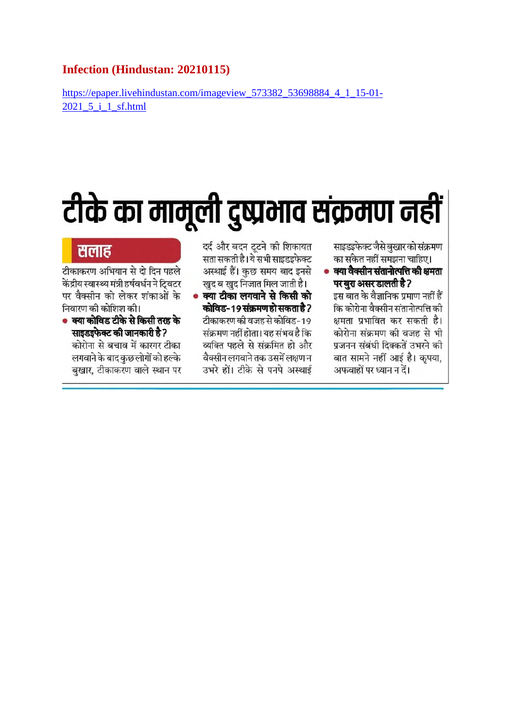**Infection (Hindustan: 20210115)**

https://epaper.livehindustan.com/imageview_573382_53698884_4_1_15-01-2021_5_i_1_sf.html

# टीके का मामूली दुष्प्रभाव संक्रमण नहीं

## सलाह

टीकाकरण अभियान से दो दिन पहले केंद्रीय स्वास्थ्य मंत्री हर्षवर्धन ने ट्विटर पर वैक्सीन को लेकर शंकाओं के निवारण की कोशिश की।

- **क्या कोविड टीके से किसी तरह के साइडइफेक्ट की जानकारी है?**
  कोरोना से बचाव में कारगर टीका लगवाने के बाद कुछ लोगों को हल्के बुखार, टीकाकरण वाले स्थान पर दर्द और बदन टूटने की शिकायत सता सकती है। ये सभी साइडइफेक्ट अस्थाई हैं। कुछ समय बाद इनसे खुद ब खुद निजात मिल जाती है।
- **क्या टीका लगवाने से किसी को कोविड-19 संक्रमण हो सकता है?**
  टीकाकरण की वजह से कोविड-19 संक्रमण नहीं होता। यह संभव है कि व्यक्ति पहले से संक्रमित हो और वैक्सीन लगवाने तक उसमें लक्षण न उभरे हों। टीके से पनपे अस्थाई साइडइफेक्ट जैसे बुखार को संक्रमण का संकेत नहीं समझना चाहिए।
- **क्या वैक्सीन संतानोत्पत्ति की क्षमता पर बुरा असर डालती है?**
  इस बात के वैज्ञानिक प्रमाण नहीं हैं कि कोरोना वैक्सीन संतानोत्पत्ति की क्षमता प्रभावित कर सकती है। कोरोना संक्रमण की वजह से भी प्रजनन संबंधी दिक्कतें उभरने की बात सामने नहीं आई है। कृपया, अफवाहों पर ध्यान न दें।